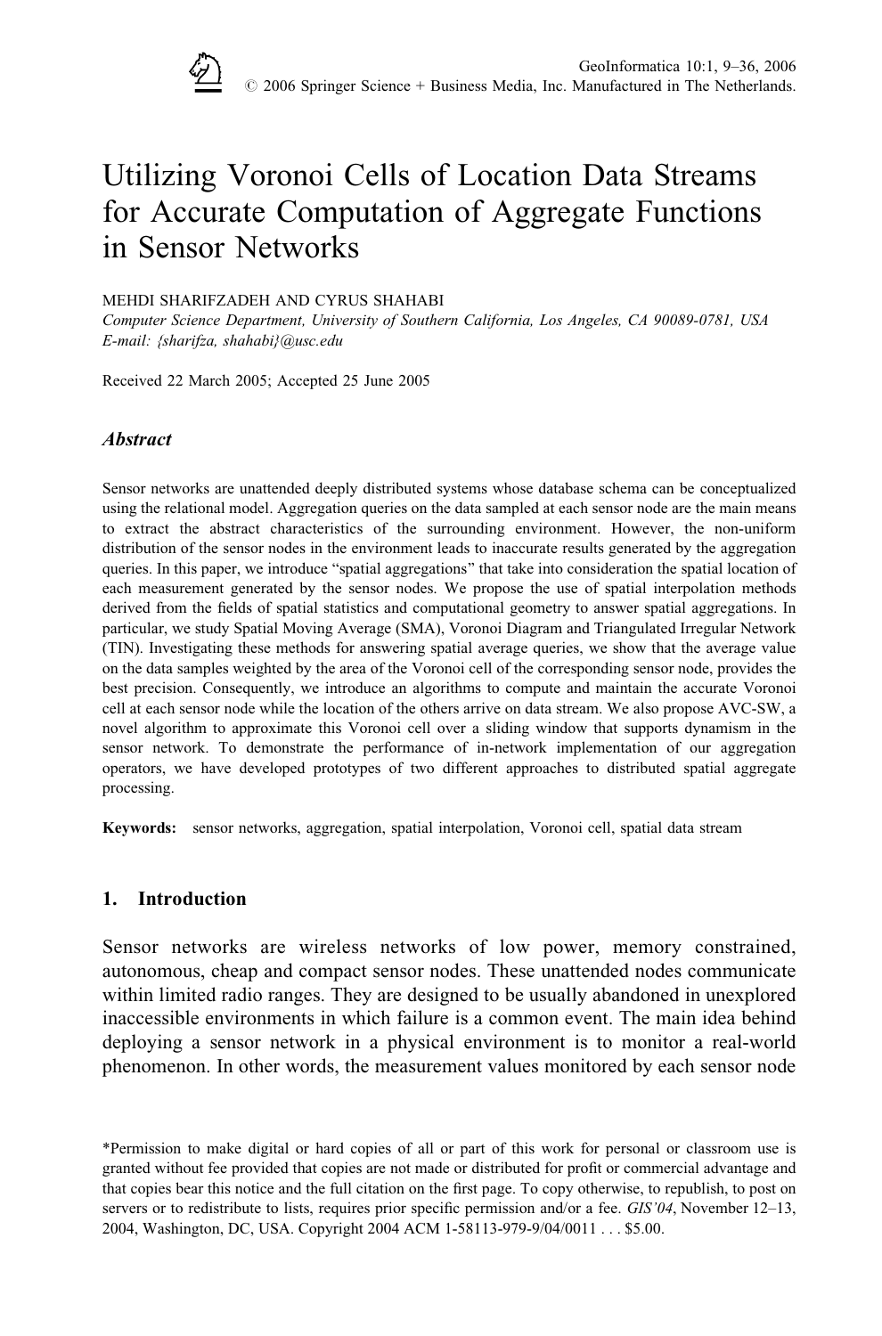# Utilizing Voronoi Cells of Location Data Streams for Accurate Computation of Aggregate Functions in Sensor Networks

MEHDI SHARIFZADEH AND CYRUS SHAHABI

*Computer Science Department, University of Southern California, Los Angeles, CA 90089-0781, USA*
*E-mail: {sharifza, shahabi}@usc.edu*

Received 22 March 2005; Accepted 25 June 2005

### *Abstract*

Sensor networks are unattended deeply distributed systems whose database schema can be conceptualized using the relational model. Aggregation queries on the data sampled at each sensor node are the main means to extract the abstract characteristics of the surrounding environment. However, the non-uniform distribution of the sensor nodes in the environment leads to inaccurate results generated by the aggregation queries. In this paper, we introduce "spatial aggregations" that take into consideration the spatial location of each measurement generated by the sensor nodes. We propose the use of spatial interpolation methods derived from the fields of spatial statistics and computational geometry to answer spatial aggregations. In particular, we study Spatial Moving Average (SMA), Voronoi Diagram and Triangulated Irregular Network (TIN). Investigating these methods for answering spatial average queries, we show that the average value on the data samples weighted by the area of the Voronoi cell of the corresponding sensor node, provides the best precision. Consequently, we introduce an algorithms to compute and maintain the accurate Voronoi cell at each sensor node while the location of the others arrive on data stream. We also propose AVC-SW, a novel algorithm to approximate this Voronoi cell over a sliding window that supports dynamism in the sensor network. To demonstrate the performance of in-network implementation of our aggregation operators, we have developed prototypes of two different approaches to distributed spatial aggregate processing.

**Keywords:** sensor networks, aggregation, spatial interpolation, Voronoi cell, spatial data stream

## 1. Introduction

Sensor networks are wireless networks of low power, memory constrained, autonomous, cheap and compact sensor nodes. These unattended nodes communicate within limited radio ranges. They are designed to be usually abandoned in unexplored inaccessible environments in which failure is a common event. The main idea behind deploying a sensor network in a physical environment is to monitor a real-world phenomenon. In other words, the measurement values monitored by each sensor node

*Permission to make digital or hard copies of all or part of this work for personal or classroom use is granted without fee provided that copies are not made or distributed for profit or commercial advantage and that copies bear this notice and the full citation on the first page. To copy otherwise, to republish, to post on servers or to redistribute to lists, requires prior specific permission and/or a fee. *GIS'04*, November 12–13, 2004, Washington, DC, USA. Copyright 2004 ACM 1-58113-979-9/04/0011 . . . $5.00.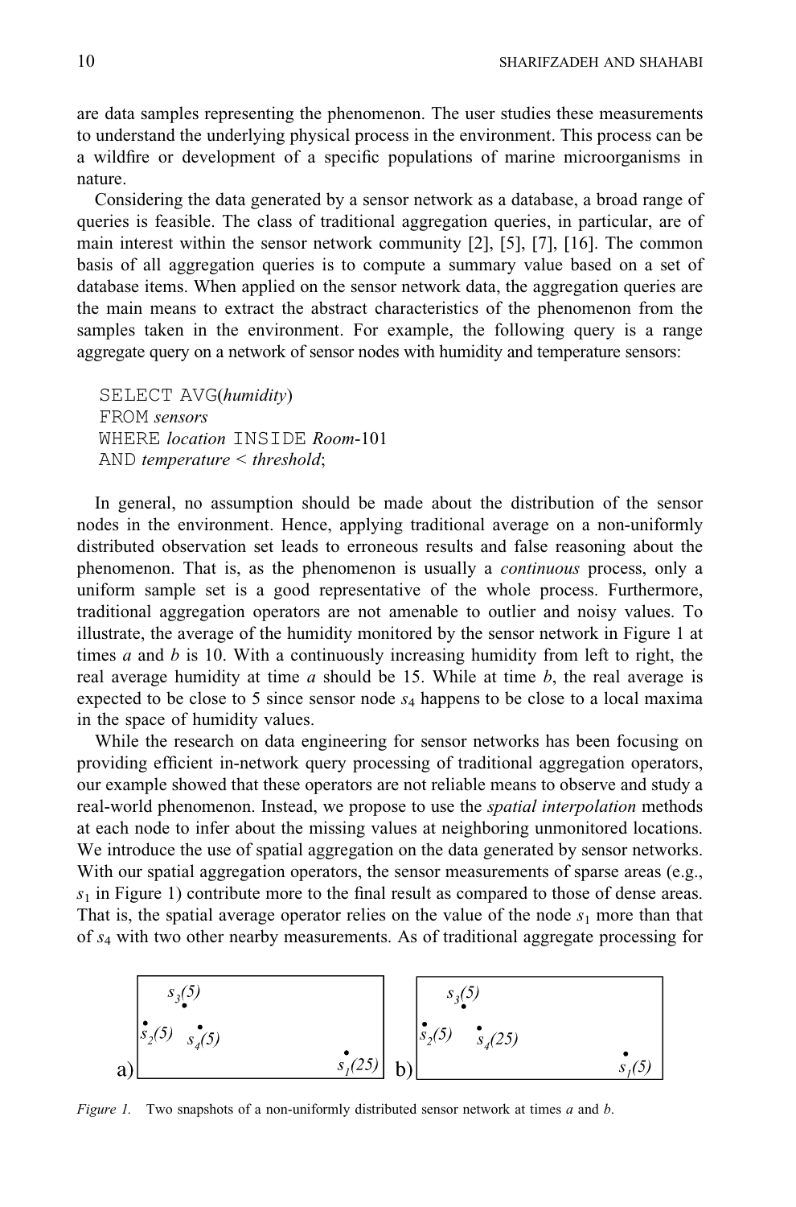are data samples representing the phenomenon. The user studies these measurements to understand the underlying physical process in the environment. This process can be a wildfire or development of a specific populations of marine microorganisms in nature.

Considering the data generated by a sensor network as a database, a broad range of queries is feasible. The class of traditional aggregation queries, in particular, are of main interest within the sensor network community [2], [5], [7], [16]. The common basis of all aggregation queries is to compute a summary value based on a set of database items. When applied on the sensor network data, the aggregation queries are the main means to extract the abstract characteristics of the phenomenon from the samples taken in the environment. For example, the following query is a range aggregate query on a network of sensor nodes with humidity and temperature sensors:

```
SELECT AVG(humidity)
FROM sensors
WHERE location INSIDE Room-101
AND temperature < threshold;
```

In general, no assumption should be made about the distribution of the sensor nodes in the environment. Hence, applying traditional average on a non-uniformly distributed observation set leads to erroneous results and false reasoning about the phenomenon. That is, as the phenomenon is usually a *continuous* process, only a uniform sample set is a good representative of the whole process. Furthermore, traditional aggregation operators are not amenable to outlier and noisy values. To illustrate, the average of the humidity monitored by the sensor network in Figure 1 at times $a$ and $b$ is 10. With a continuously increasing humidity from left to right, the real average humidity at time $a$ should be 15. While at time $b$, the real average is expected to be close to 5 since sensor node $s_4$ happens to be close to a local maxima in the space of humidity values.

While the research on data engineering for sensor networks has been focusing on providing efficient in-network query processing of traditional aggregation operators, our example showed that these operators are not reliable means to observe and study a real-world phenomenon. Instead, we propose to use the *spatial interpolation* methods at each node to infer about the missing values at neighboring unmonitored locations. We introduce the use of spatial aggregation on the data generated by sensor networks. With our spatial aggregation operators, the sensor measurements of sparse areas (e.g., $s_1$ in Figure 1) contribute more to the final result as compared to those of dense areas. That is, the spatial average operator relies on the value of the node $s_1$ more than that of $s_4$ with two other nearby measurements. As of traditional aggregate processing for

a) $s_3(5)$, $s_2(5)$, $s_4(5)$, $s_1(25)$ b) $s_3(5)$, $s_2(5)$, $s_4(25)$, $s_1(5)$

*Figure 1.* Two snapshots of a non-uniformly distributed sensor network at times *a* and *b*.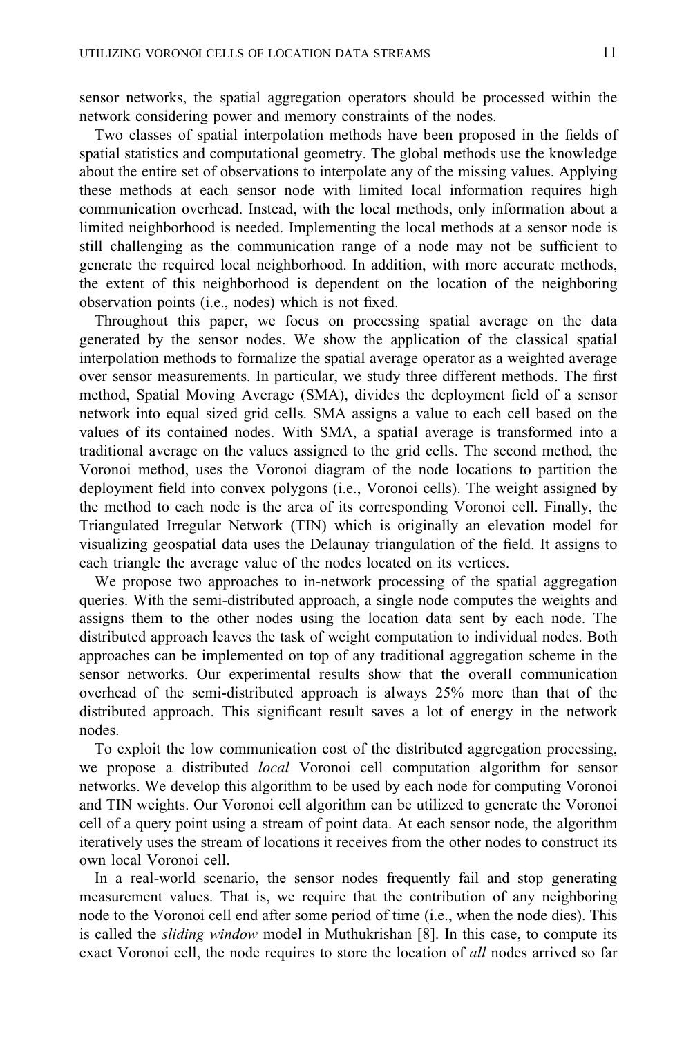sensor networks, the spatial aggregation operators should be processed within the network considering power and memory constraints of the nodes.

Two classes of spatial interpolation methods have been proposed in the fields of spatial statistics and computational geometry. The global methods use the knowledge about the entire set of observations to interpolate any of the missing values. Applying these methods at each sensor node with limited local information requires high communication overhead. Instead, with the local methods, only information about a limited neighborhood is needed. Implementing the local methods at a sensor node is still challenging as the communication range of a node may not be sufficient to generate the required local neighborhood. In addition, with more accurate methods, the extent of this neighborhood is dependent on the location of the neighboring observation points (i.e., nodes) which is not fixed.

Throughout this paper, we focus on processing spatial average on the data generated by the sensor nodes. We show the application of the classical spatial interpolation methods to formalize the spatial average operator as a weighted average over sensor measurements. In particular, we study three different methods. The first method, Spatial Moving Average (SMA), divides the deployment field of a sensor network into equal sized grid cells. SMA assigns a value to each cell based on the values of its contained nodes. With SMA, a spatial average is transformed into a traditional average on the values assigned to the grid cells. The second method, the Voronoi method, uses the Voronoi diagram of the node locations to partition the deployment field into convex polygons (i.e., Voronoi cells). The weight assigned by the method to each node is the area of its corresponding Voronoi cell. Finally, the Triangulated Irregular Network (TIN) which is originally an elevation model for visualizing geospatial data uses the Delaunay triangulation of the field. It assigns to each triangle the average value of the nodes located on its vertices.

We propose two approaches to in-network processing of the spatial aggregation queries. With the semi-distributed approach, a single node computes the weights and assigns them to the other nodes using the location data sent by each node. The distributed approach leaves the task of weight computation to individual nodes. Both approaches can be implemented on top of any traditional aggregation scheme in the sensor networks. Our experimental results show that the overall communication overhead of the semi-distributed approach is always 25% more than that of the distributed approach. This significant result saves a lot of energy in the network nodes.

To exploit the low communication cost of the distributed aggregation processing, we propose a distributed *local* Voronoi cell computation algorithm for sensor networks. We develop this algorithm to be used by each node for computing Voronoi and TIN weights. Our Voronoi cell algorithm can be utilized to generate the Voronoi cell of a query point using a stream of point data. At each sensor node, the algorithm iteratively uses the stream of locations it receives from the other nodes to construct its own local Voronoi cell.

In a real-world scenario, the sensor nodes frequently fail and stop generating measurement values. That is, we require that the contribution of any neighboring node to the Voronoi cell end after some period of time (i.e., when the node dies). This is called the *sliding window* model in Muthukrishan [8]. In this case, to compute its exact Voronoi cell, the node requires to store the location of *all* nodes arrived so far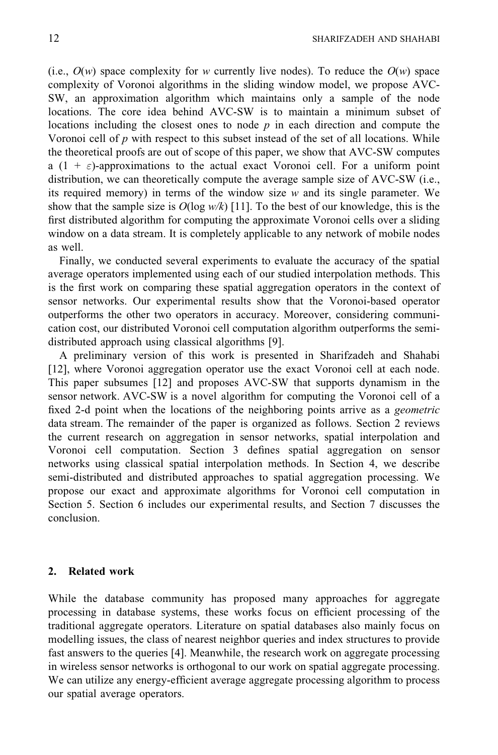(i.e., $O(w)$ space complexity for $w$ currently live nodes). To reduce the $O(w)$ space complexity of Voronoi algorithms in the sliding window model, we propose AVC-SW, an approximation algorithm which maintains only a sample of the node locations. The core idea behind AVC-SW is to maintain a minimum subset of locations including the closest ones to node $p$ in each direction and compute the Voronoi cell of $p$ with respect to this subset instead of the set of all locations. While the theoretical proofs are out of scope of this paper, we show that AVC-SW computes a $(1 + \varepsilon)$-approximations to the actual exact Voronoi cell. For a uniform point distribution, we can theoretically compute the average sample size of AVC-SW (i.e., its required memory) in terms of the window size $w$ and its single parameter. We show that the sample size is $O(\log w/k)$ [11]. To the best of our knowledge, this is the first distributed algorithm for computing the approximate Voronoi cells over a sliding window on a data stream. It is completely applicable to any network of mobile nodes as well.

Finally, we conducted several experiments to evaluate the accuracy of the spatial average operators implemented using each of our studied interpolation methods. This is the first work on comparing these spatial aggregation operators in the context of sensor networks. Our experimental results show that the Voronoi-based operator outperforms the other two operators in accuracy. Moreover, considering communication cost, our distributed Voronoi cell computation algorithm outperforms the semi-distributed approach using classical algorithms [9].

A preliminary version of this work is presented in Sharifzadeh and Shahabi [12], where Voronoi aggregation operator use the exact Voronoi cell at each node. This paper subsumes [12] and proposes AVC-SW that supports dynamism in the sensor network. AVC-SW is a novel algorithm for computing the Voronoi cell of a fixed 2-d point when the locations of the neighboring points arrive as a *geometric* data stream. The remainder of the paper is organized as follows. Section 2 reviews the current research on aggregation in sensor networks, spatial interpolation and Voronoi cell computation. Section 3 defines spatial aggregation on sensor networks using classical spatial interpolation methods. In Section 4, we describe semi-distributed and distributed approaches to spatial aggregation processing. We propose our exact and approximate algorithms for Voronoi cell computation in Section 5. Section 6 includes our experimental results, and Section 7 discusses the conclusion.

## 2. Related work

While the database community has proposed many approaches for aggregate processing in database systems, these works focus on efficient processing of the traditional aggregate operators. Literature on spatial databases also mainly focus on modelling issues, the class of nearest neighbor queries and index structures to provide fast answers to the queries [4]. Meanwhile, the research work on aggregate processing in wireless sensor networks is orthogonal to our work on spatial aggregate processing. We can utilize any energy-efficient average aggregate processing algorithm to process our spatial average operators.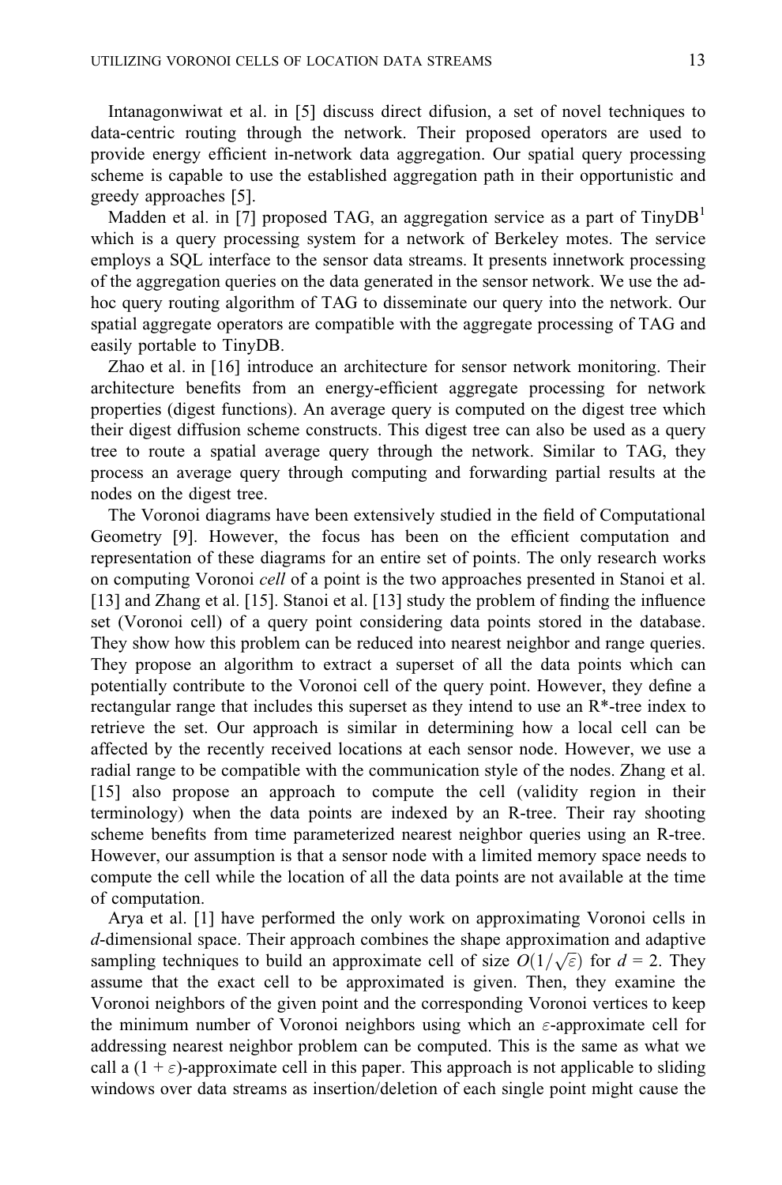Intanagonwiwat et al. in [5] discuss direct difusion, a set of novel techniques to data-centric routing through the network. Their proposed operators are used to provide energy efficient in-network data aggregation. Our spatial query processing scheme is capable to use the established aggregation path in their opportunistic and greedy approaches [5].

Madden et al. in [7] proposed TAG, an aggregation service as a part of TinyDB[1] which is a query processing system for a network of Berkeley motes. The service employs a SQL interface to the sensor data streams. It presents innetwork processing of the aggregation queries on the data generated in the sensor network. We use the ad-hoc query routing algorithm of TAG to disseminate our query into the network. Our spatial aggregate operators are compatible with the aggregate processing of TAG and easily portable to TinyDB.

Zhao et al. in [16] introduce an architecture for sensor network monitoring. Their architecture benefits from an energy-efficient aggregate processing for network properties (digest functions). An average query is computed on the digest tree which their digest diffusion scheme constructs. This digest tree can also be used as a query tree to route a spatial average query through the network. Similar to TAG, they process an average query through computing and forwarding partial results at the nodes on the digest tree.

The Voronoi diagrams have been extensively studied in the field of Computational Geometry [9]. However, the focus has been on the efficient computation and representation of these diagrams for an entire set of points. The only research works on computing Voronoi *cell* of a point is the two approaches presented in Stanoi et al. [13] and Zhang et al. [15]. Stanoi et al. [13] study the problem of finding the influence set (Voronoi cell) of a query point considering data points stored in the database. They show how this problem can be reduced into nearest neighbor and range queries. They propose an algorithm to extract a superset of all the data points which can potentially contribute to the Voronoi cell of the query point. However, they define a rectangular range that includes this superset as they intend to use an R*-tree index to retrieve the set. Our approach is similar in determining how a local cell can be affected by the recently received locations at each sensor node. However, we use a radial range to be compatible with the communication style of the nodes. Zhang et al. [15] also propose an approach to compute the cell (validity region in their terminology) when the data points are indexed by an R-tree. Their ray shooting scheme benefits from time parameterized nearest neighbor queries using an R-tree. However, our assumption is that a sensor node with a limited memory space needs to compute the cell while the location of all the data points are not available at the time of computation.

Arya et al. [1] have performed the only work on approximating Voronoi cells in $d$-dimensional space. Their approach combines the shape approximation and adaptive sampling techniques to build an approximate cell of size $O(1/\sqrt{\varepsilon})$ for $d = 2$. They assume that the exact cell to be approximated is given. Then, they examine the Voronoi neighbors of the given point and the corresponding Voronoi vertices to keep the minimum number of Voronoi neighbors using which an $\varepsilon$-approximate cell for addressing nearest neighbor problem can be computed. This is the same as what we call a $(1 + \varepsilon)$-approximate cell in this paper. This approach is not applicable to sliding windows over data streams as insertion/deletion of each single point might cause the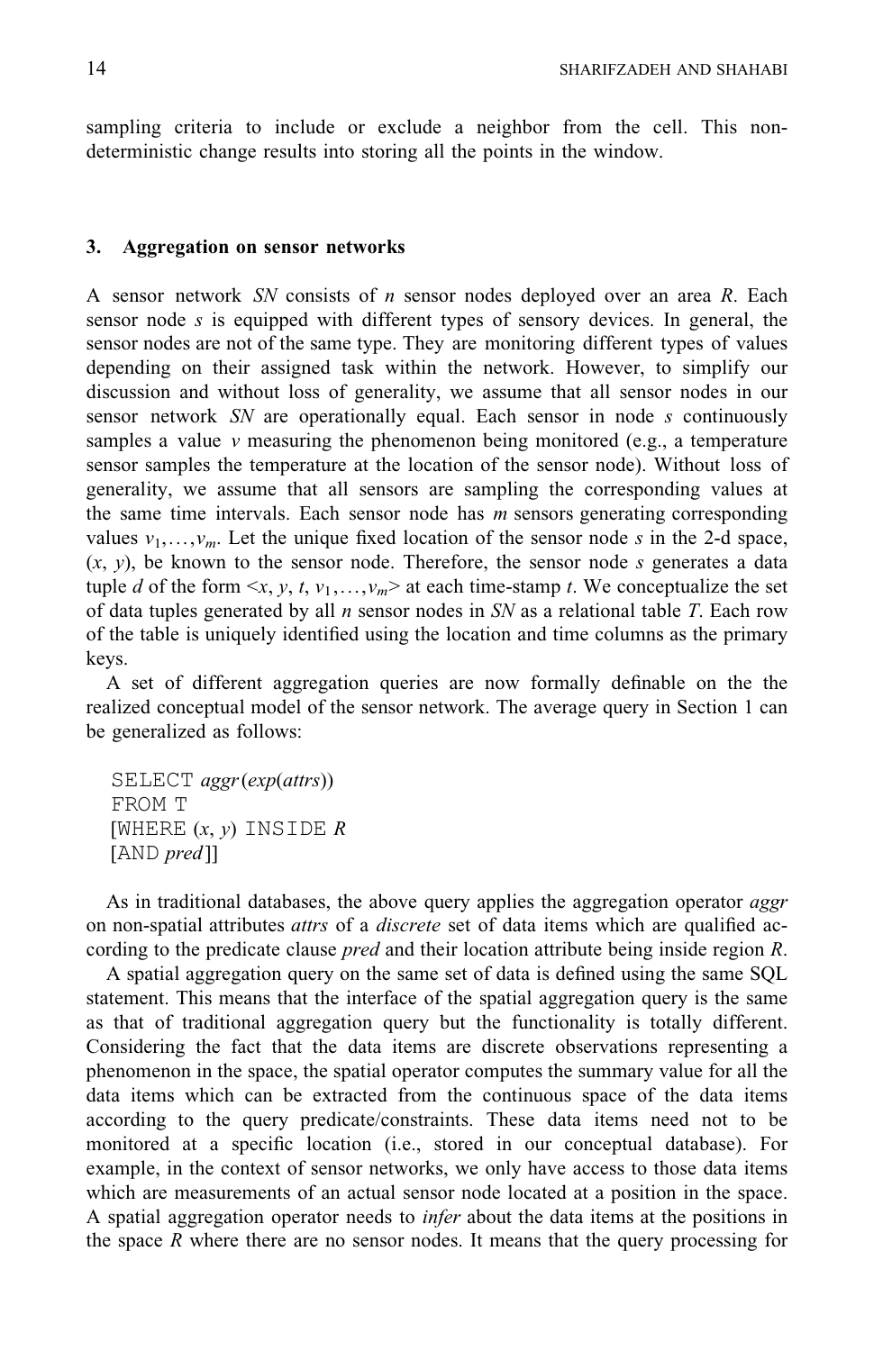sampling criteria to include or exclude a neighbor from the cell. This non-deterministic change results into storing all the points in the window.

## 3. Aggregation on sensor networks

A sensor network *SN* consists of *n* sensor nodes deployed over an area *R*. Each sensor node *s* is equipped with different types of sensory devices. In general, the sensor nodes are not of the same type. They are monitoring different types of values depending on their assigned task within the network. However, to simplify our discussion and without loss of generality, we assume that all sensor nodes in our sensor network *SN* are operationally equal. Each sensor in node *s* continuously samples a value *v* measuring the phenomenon being monitored (e.g., a temperature sensor samples the temperature at the location of the sensor node). Without loss of generality, we assume that all sensors are sampling the corresponding values at the same time intervals. Each sensor node has *m* sensors generating corresponding values $v_1,\ldots,v_m$. Let the unique fixed location of the sensor node *s* in the 2-d space, $(x, y)$, be known to the sensor node. Therefore, the sensor node *s* generates a data tuple *d* of the form $<x, y, t, v_1,\ldots,v_m>$ at each time-stamp *t*. We conceptualize the set of data tuples generated by all *n* sensor nodes in *SN* as a relational table *T*. Each row of the table is uniquely identified using the location and time columns as the primary keys.

A set of different aggregation queries are now formally definable on the the realized conceptual model of the sensor network. The average query in Section 1 can be generalized as follows:

```
SELECT aggr(exp(attrs))
FROM T
[WHERE (x, y) INSIDE R
[AND pred]]
```

As in traditional databases, the above query applies the aggregation operator *aggr* on non-spatial attributes *attrs* of a *discrete* set of data items which are qualified according to the predicate clause *pred* and their location attribute being inside region *R*.

A spatial aggregation query on the same set of data is defined using the same SQL statement. This means that the interface of the spatial aggregation query is the same as that of traditional aggregation query but the functionality is totally different. Considering the fact that the data items are discrete observations representing a phenomenon in the space, the spatial operator computes the summary value for all the data items which can be extracted from the continuous space of the data items according to the query predicate/constraints. These data items need not to be monitored at a specific location (i.e., stored in our conceptual database). For example, in the context of sensor networks, we only have access to those data items which are measurements of an actual sensor node located at a position in the space. A spatial aggregation operator needs to *infer* about the data items at the positions in the space *R* where there are no sensor nodes. It means that the query processing for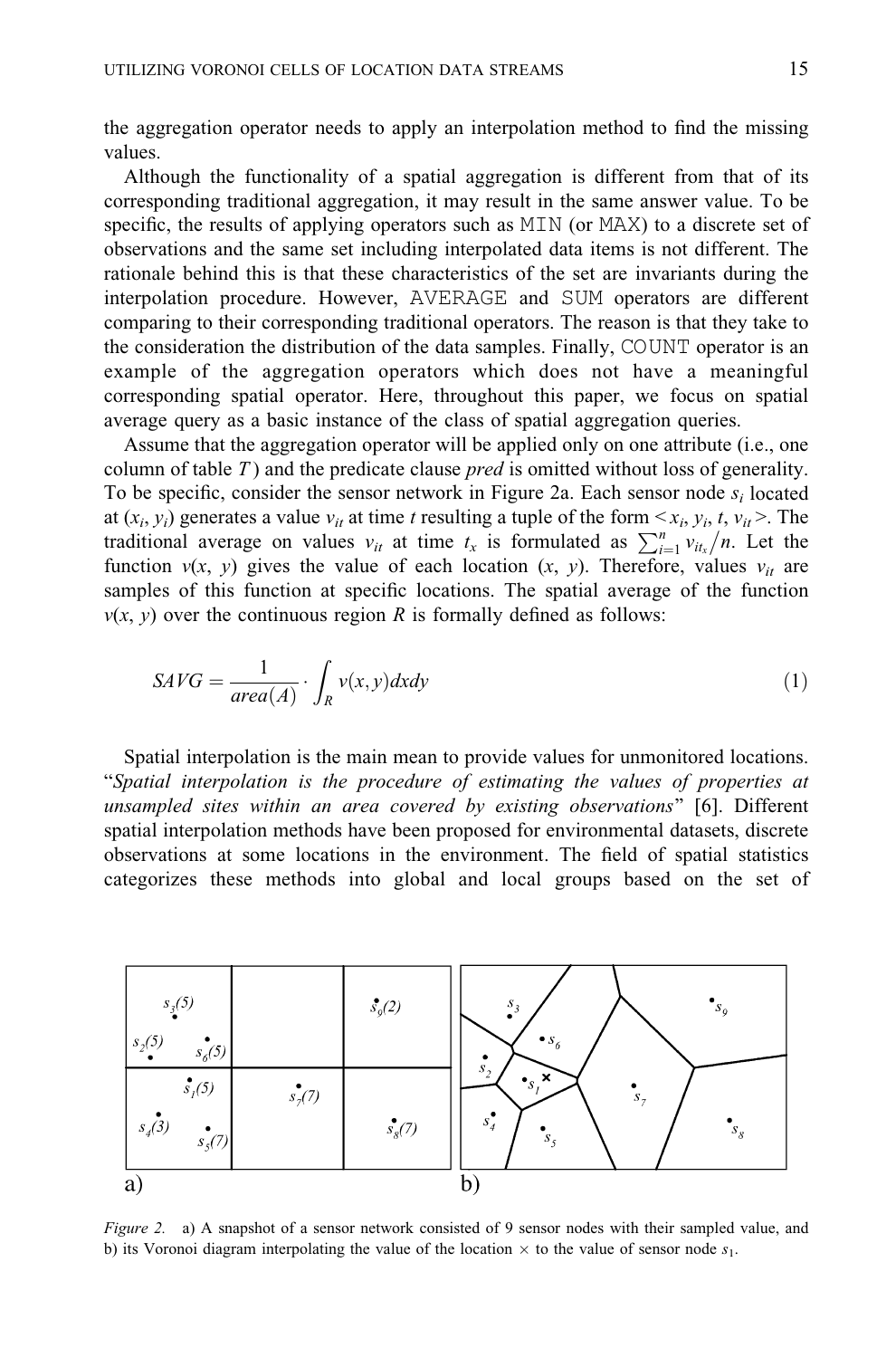the aggregation operator needs to apply an interpolation method to find the missing values.

Although the functionality of a spatial aggregation is different from that of its corresponding traditional aggregation, it may result in the same answer value. To be specific, the results of applying operators such as `MIN` (or `MAX`) to a discrete set of observations and the same set including interpolated data items is not different. The rationale behind this is that these characteristics of the set are invariants during the interpolation procedure. However, `AVERAGE` and `SUM` operators are different comparing to their corresponding traditional operators. The reason is that they take to the consideration the distribution of the data samples. Finally, `COUNT` operator is an example of the aggregation operators which does not have a meaningful corresponding spatial operator. Here, throughout this paper, we focus on spatial average query as a basic instance of the class of spatial aggregation queries.

Assume that the aggregation operator will be applied only on one attribute (i.e., one column of table $T$) and the predicate clause *pred* is omitted without loss of generality. To be specific, consider the sensor network in Figure 2a. Each sensor node $s_i$ located at $(x_i, y_i)$ generates a value $v_{it}$ at time $t$ resulting a tuple of the form $<x_i, y_i, t, v_{it}>$. The traditional average on values $v_{it}$ at time $t_x$ is formulated as $\sum_{i=1}^{n} v_{it_x}/n$. Let the function $v(x, y)$ gives the value of each location $(x, y)$. Therefore, values $v_{it}$ are samples of this function at specific locations. The spatial average of the function $v(x, y)$ over the continuous region $R$ is formally defined as follows:

$$SAVG = \frac{1}{area(A)} \cdot \int_R v(x,y)dxdy \tag{1}$$

Spatial interpolation is the main mean to provide values for unmonitored locations. "*Spatial interpolation is the procedure of estimating the values of properties at unsampled sites within an area covered by existing observations*" [6]. Different spatial interpolation methods have been proposed for environmental datasets, discrete observations at some locations in the environment. The field of spatial statistics categorizes these methods into global and local groups based on the set of

*Figure 2.* a) A snapshot of a sensor network consisted of 9 sensor nodes with their sampled value, and b) its Voronoi diagram interpolating the value of the location × to the value of sensor node $s_1$.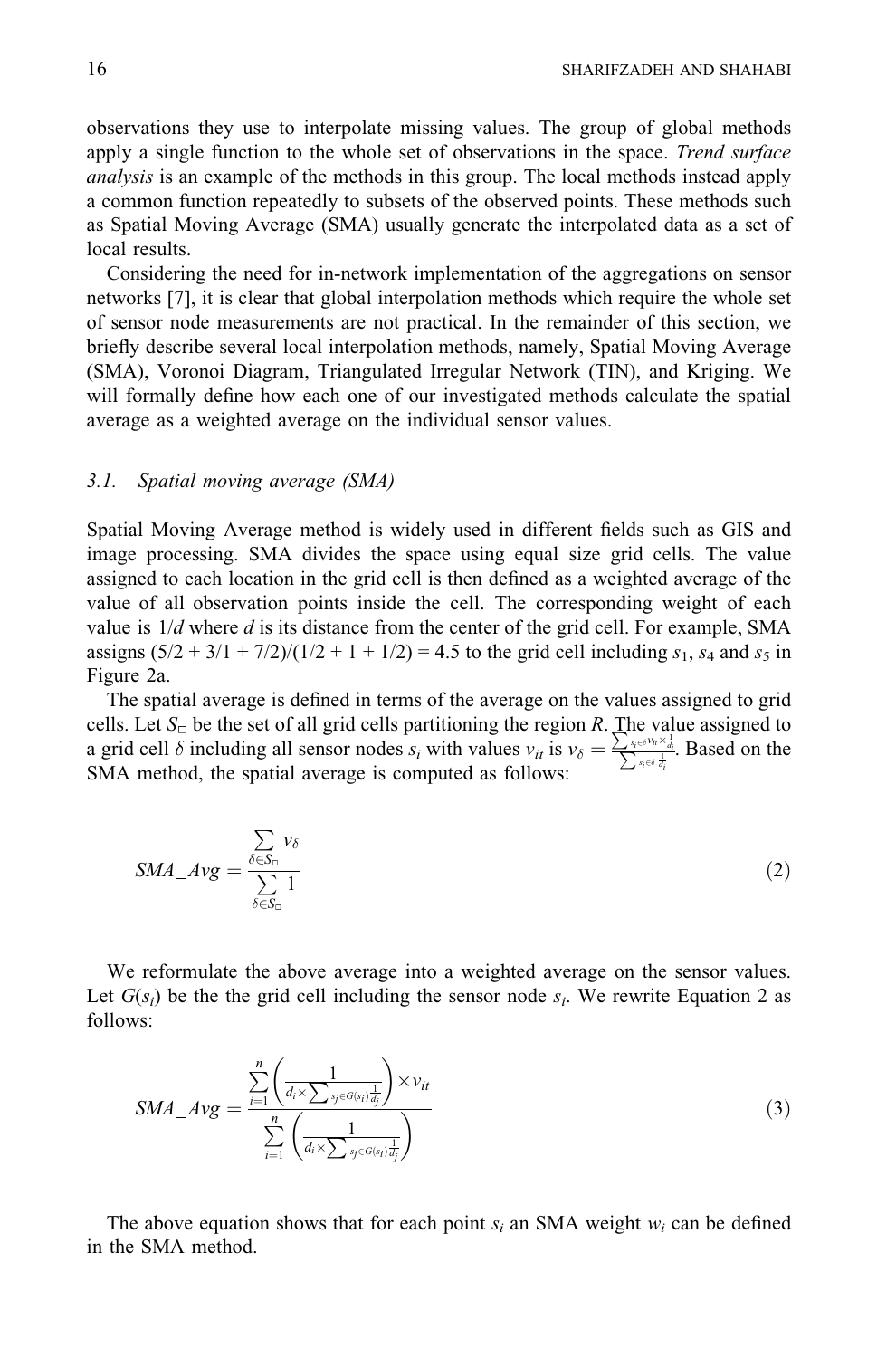observations they use to interpolate missing values. The group of global methods apply a single function to the whole set of observations in the space. *Trend surface analysis* is an example of the methods in this group. The local methods instead apply a common function repeatedly to subsets of the observed points. These methods such as Spatial Moving Average (SMA) usually generate the interpolated data as a set of local results.

Considering the need for in-network implementation of the aggregations on sensor networks [7], it is clear that global interpolation methods which require the whole set of sensor node measurements are not practical. In the remainder of this section, we briefly describe several local interpolation methods, namely, Spatial Moving Average (SMA), Voronoi Diagram, Triangulated Irregular Network (TIN), and Kriging. We will formally define how each one of our investigated methods calculate the spatial average as a weighted average on the individual sensor values.

### 3.1. Spatial moving average (SMA)

Spatial Moving Average method is widely used in different fields such as GIS and image processing. SMA divides the space using equal size grid cells. The value assigned to each location in the grid cell is then defined as a weighted average of the value of all observation points inside the cell. The corresponding weight of each value is $1/d$ where $d$ is its distance from the center of the grid cell. For example, SMA assigns (5/2 + 3/1 + 7/2)/(1/2 + 1 + 1/2) = 4.5 to the grid cell including $s_1$, $s_4$ and $s_5$ in Figure 2a.

The spatial average is defined in terms of the average on the values assigned to grid cells. Let $S_{\square}$ be the set of all grid cells partitioning the region $R$. The value assigned to a grid cell $\delta$ including all sensor nodes $s_i$ with values $v_{it}$ is $v_\delta = \frac{\sum_{s_i \in \delta} v_{it} \times \frac{1}{d_i}}{\sum_{s_i \in \delta} \frac{1}{d_i}}$. Based on the SMA method, the spatial average is computed as follows:

$$SMA\_Avg = \frac{\sum_{\delta \in S_{\square}} v_\delta}{\sum_{\delta \in S_{\square}} 1} \tag{2}$$

We reformulate the above average into a weighted average on the sensor values. Let $G(s_i)$ be the the grid cell including the sensor node $s_i$. We rewrite Equation 2 as follows:

$$SMA\_Avg = \frac{\sum_{i=1}^{n} \left( \frac{1}{d_i \times \sum_{s_j \in G(s_i)} \frac{1}{d_j}} \right) \times v_{it}}{\sum_{i=1}^{n} \left( \frac{1}{d_i \times \sum_{s_j \in G(s_i)} \frac{1}{d_j}} \right)} \tag{3}$$

The above equation shows that for each point $s_i$ an SMA weight $w_i$ can be defined in the SMA method.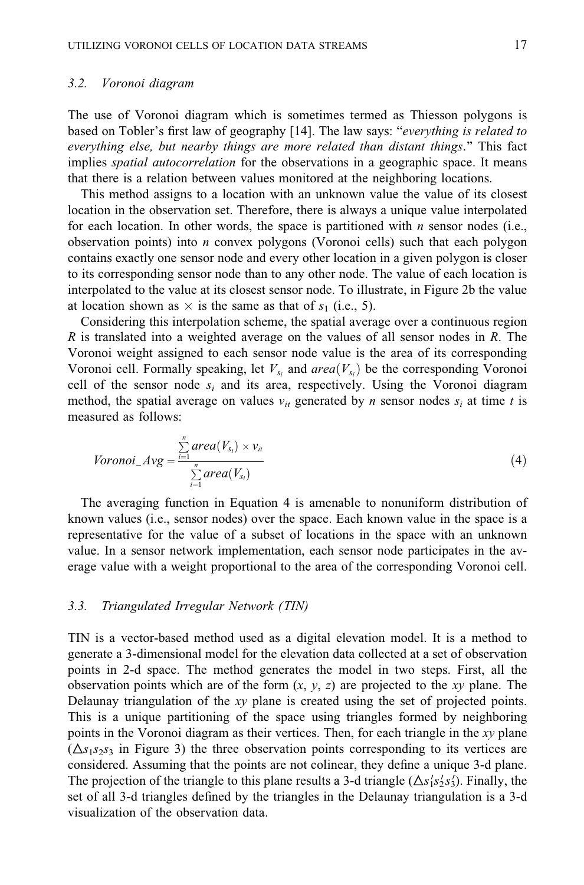### 3.2. *Voronoi diagram*

The use of Voronoi diagram which is sometimes termed as Thiesson polygons is based on Tobler's first law of geography [14]. The law says: "*everything is related to everything else, but nearby things are more related than distant things*." This fact implies *spatial autocorrelation* for the observations in a geographic space. It means that there is a relation between values monitored at the neighboring locations.

This method assigns to a location with an unknown value the value of its closest location in the observation set. Therefore, there is always a unique value interpolated for each location. In other words, the space is partitioned with $n$ sensor nodes (i.e., observation points) into $n$ convex polygons (Voronoi cells) such that each polygon contains exactly one sensor node and every other location in a given polygon is closer to its corresponding sensor node than to any other node. The value of each location is interpolated to the value at its closest sensor node. To illustrate, in Figure 2b the value at location shown as $\times$ is the same as that of $s_1$ (i.e., 5).

Considering this interpolation scheme, the spatial average over a continuous region $R$ is translated into a weighted average on the values of all sensor nodes in $R$. The Voronoi weight assigned to each sensor node value is the area of its corresponding Voronoi cell. Formally speaking, let $V_{s_i}$ and $area(V_{s_i})$ be the corresponding Voronoi cell of the sensor node $s_i$ and its area, respectively. Using the Voronoi diagram method, the spatial average on values $v_{it}$ generated by $n$ sensor nodes $s_i$ at time $t$ is measured as follows:

$$Voronoi\_Avg = \frac{\sum_{i=1}^{n} area(V_{s_i}) \times v_{it}}{\sum_{i=1}^{n} area(V_{s_i})} \tag{4}$$

The averaging function in Equation 4 is amenable to nonuniform distribution of known values (i.e., sensor nodes) over the space. Each known value in the space is a representative for the value of a subset of locations in the space with an unknown value. In a sensor network implementation, each sensor node participates in the average value with a weight proportional to the area of the corresponding Voronoi cell.

### 3.3. *Triangulated Irregular Network (TIN)*

TIN is a vector-based method used as a digital elevation model. It is a method to generate a 3-dimensional model for the elevation data collected at a set of observation points in 2-d space. The method generates the model in two steps. First, all the observation points which are of the form ($x$, $y$, $z$) are projected to the $xy$ plane. The Delaunay triangulation of the $xy$ plane is created using the set of projected points. This is a unique partitioning of the space using triangles formed by neighboring points in the Voronoi diagram as their vertices. Then, for each triangle in the $xy$ plane ($\triangle s_1 s_2 s_3$ in Figure 3) the three observation points corresponding to its vertices are considered. Assuming that the points are not colinear, they define a unique 3-d plane. The projection of the triangle to this plane results a 3-d triangle ($\triangle s_1' s_2' s_3'$). Finally, the set of all 3-d triangles defined by the triangles in the Delaunay triangulation is a 3-d visualization of the observation data.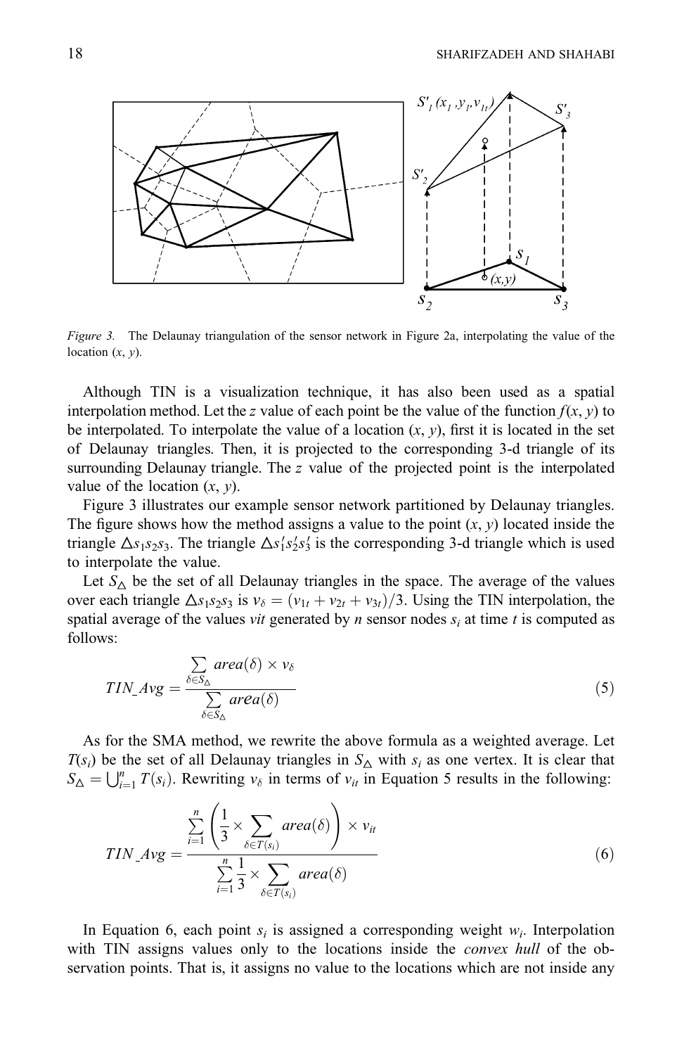*Figure 3.* The Delaunay triangulation of the sensor network in Figure 2a, interpolating the value of the location $(x, y)$.

Although TIN is a visualization technique, it has also been used as a spatial interpolation method. Let the $z$ value of each point be the value of the function $f(x, y)$ to be interpolated. To interpolate the value of a location $(x, y)$, first it is located in the set of Delaunay triangles. Then, it is projected to the corresponding 3-d triangle of its surrounding Delaunay triangle. The $z$ value of the projected point is the interpolated value of the location $(x, y)$.

Figure 3 illustrates our example sensor network partitioned by Delaunay triangles. The figure shows how the method assigns a value to the point $(x, y)$ located inside the triangle $\triangle s_1 s_2 s_3$. The triangle $\triangle s_1' s_2' s_3'$ is the corresponding 3-d triangle which is used to interpolate the value.

Let $S_\triangle$ be the set of all Delaunay triangles in the space. The average of the values over each triangle $\triangle s_1 s_2 s_3$ is $v_\delta = (v_{1t} + v_{2t} + v_{3t})/3$. Using the TIN interpolation, the spatial average of the values *vit* generated by $n$ sensor nodes $s_i$ at time $t$ is computed as follows:

$$TIN\_Avg = \frac{\sum_{\delta \in S_\triangle} area(\delta) \times v_\delta}{\sum_{\delta \in S_\triangle} area(\delta)} \tag{5}$$

As for the SMA method, we rewrite the above formula as a weighted average. Let $T(s_i)$ be the set of all Delaunay triangles in $S_\triangle$ with $s_i$ as one vertex. It is clear that $S_\triangle = \bigcup_{i=1}^{n} T(s_i)$. Rewriting $v_\delta$ in terms of $v_{it}$ in Equation 5 results in the following:

$$TIN\_Avg = \frac{\sum_{i=1}^{n} \left( \frac{1}{3} \times \sum_{\delta \in T(s_i)} area(\delta) \right) \times v_{it}}{\sum_{i=1}^{n} \frac{1}{3} \times \sum_{\delta \in T(s_i)} area(\delta)} \tag{6}$$

In Equation 6, each point $s_i$ is assigned a corresponding weight $w_i$. Interpolation with TIN assigns values only to the locations inside the *convex hull* of the observation points. That is, it assigns no value to the locations which are not inside any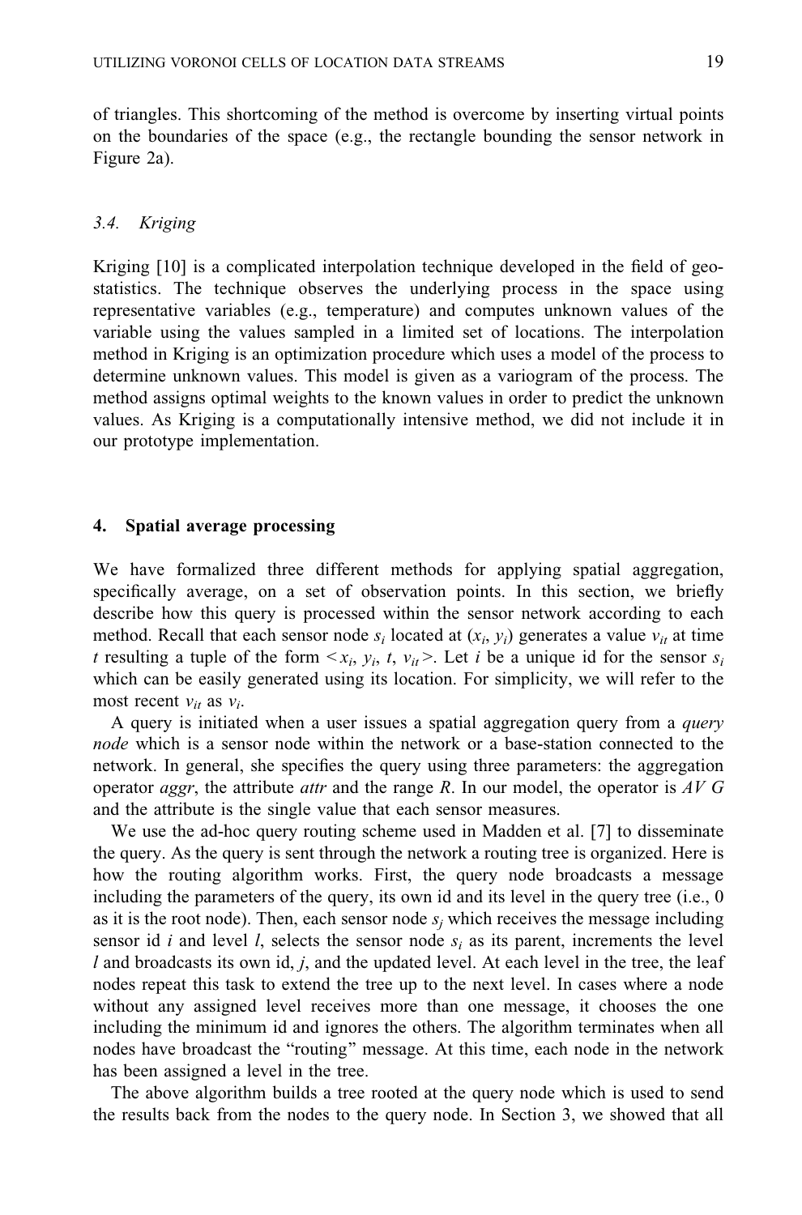of triangles. This shortcoming of the method is overcome by inserting virtual points on the boundaries of the space (e.g., the rectangle bounding the sensor network in Figure 2a).

### *3.4. Kriging*

Kriging [10] is a complicated interpolation technique developed in the field of geo-statistics. The technique observes the underlying process in the space using representative variables (e.g., temperature) and computes unknown values of the variable using the values sampled in a limited set of locations. The interpolation method in Kriging is an optimization procedure which uses a model of the process to determine unknown values. This model is given as a variogram of the process. The method assigns optimal weights to the known values in order to predict the unknown values. As Kriging is a computationally intensive method, we did not include it in our prototype implementation.

## 4. Spatial average processing

We have formalized three different methods for applying spatial aggregation, specifically average, on a set of observation points. In this section, we briefly describe how this query is processed within the sensor network according to each method. Recall that each sensor node $s_i$ located at $(x_i, y_i)$ generates a value $v_{it}$ at time $t$ resulting a tuple of the form $<x_i, y_i, t, v_{it}>$. Let $i$ be a unique id for the sensor $s_i$ which can be easily generated using its location. For simplicity, we will refer to the most recent $v_{it}$ as $v_i$.

A query is initiated when a user issues a spatial aggregation query from a *query node* which is a sensor node within the network or a base-station connected to the network. In general, she specifies the query using three parameters: the aggregation operator *aggr*, the attribute *attr* and the range $R$. In our model, the operator is $AVG$ and the attribute is the single value that each sensor measures.

We use the ad-hoc query routing scheme used in Madden et al. [7] to disseminate the query. As the query is sent through the network a routing tree is organized. Here is how the routing algorithm works. First, the query node broadcasts a message including the parameters of the query, its own id and its level in the query tree (i.e., 0 as it is the root node). Then, each sensor node $s_j$ which receives the message including sensor id $i$ and level $l$, selects the sensor node $s_i$ as its parent, increments the level $l$ and broadcasts its own id, $j$, and the updated level. At each level in the tree, the leaf nodes repeat this task to extend the tree up to the next level. In cases where a node without any assigned level receives more than one message, it chooses the one including the minimum id and ignores the others. The algorithm terminates when all nodes have broadcast the "routing" message. At this time, each node in the network has been assigned a level in the tree.

The above algorithm builds a tree rooted at the query node which is used to send the results back from the nodes to the query node. In Section 3, we showed that all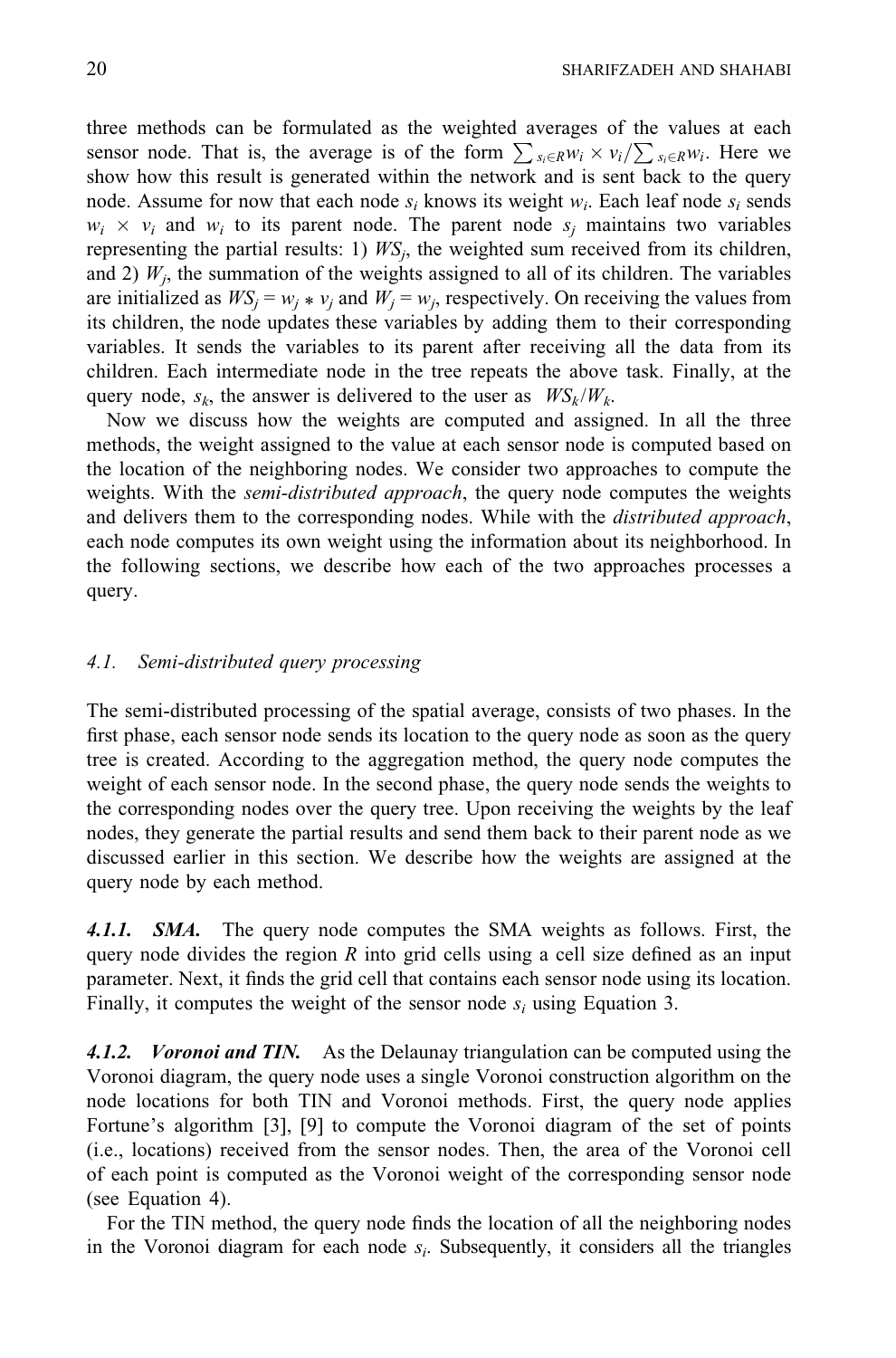three methods can be formulated as the weighted averages of the values at each sensor node. That is, the average is of the form $\sum_{s_i \in R} w_i \times v_i / \sum_{s_i \in R} w_i$. Here we show how this result is generated within the network and is sent back to the query node. Assume for now that each node $s_i$ knows its weight $w_i$. Each leaf node $s_i$ sends $w_i \times v_i$ and $w_i$ to its parent node. The parent node $s_j$ maintains two variables representing the partial results: 1) $WS_j$, the weighted sum received from its children, and 2) $W_j$, the summation of the weights assigned to all of its children. The variables are initialized as $WS_j = w_j * v_j$ and $W_j = w_j$, respectively. On receiving the values from its children, the node updates these variables by adding them to their corresponding variables. It sends the variables to its parent after receiving all the data from its children. Each intermediate node in the tree repeats the above task. Finally, at the query node, $s_k$, the answer is delivered to the user as $WS_k/W_k$.

Now we discuss how the weights are computed and assigned. In all the three methods, the weight assigned to the value at each sensor node is computed based on the location of the neighboring nodes. We consider two approaches to compute the weights. With the *semi-distributed approach*, the query node computes the weights and delivers them to the corresponding nodes. While with the *distributed approach*, each node computes its own weight using the information about its neighborhood. In the following sections, we describe how each of the two approaches processes a query.

### *4.1. Semi-distributed query processing*

The semi-distributed processing of the spatial average, consists of two phases. In the first phase, each sensor node sends its location to the query node as soon as the query tree is created. According to the aggregation method, the query node computes the weight of each sensor node. In the second phase, the query node sends the weights to the corresponding nodes over the query tree. Upon receiving the weights by the leaf nodes, they generate the partial results and send them back to their parent node as we discussed earlier in this section. We describe how the weights are assigned at the query node by each method.

***4.1.1. SMA.*** The query node computes the SMA weights as follows. First, the query node divides the region $R$ into grid cells using a cell size defined as an input parameter. Next, it finds the grid cell that contains each sensor node using its location. Finally, it computes the weight of the sensor node $s_i$ using Equation 3.

***4.1.2. Voronoi and TIN.*** As the Delaunay triangulation can be computed using the Voronoi diagram, the query node uses a single Voronoi construction algorithm on the node locations for both TIN and Voronoi methods. First, the query node applies Fortune's algorithm [3], [9] to compute the Voronoi diagram of the set of points (i.e., locations) received from the sensor nodes. Then, the area of the Voronoi cell of each point is computed as the Voronoi weight of the corresponding sensor node (see Equation 4).

For the TIN method, the query node finds the location of all the neighboring nodes in the Voronoi diagram for each node $s_i$. Subsequently, it considers all the triangles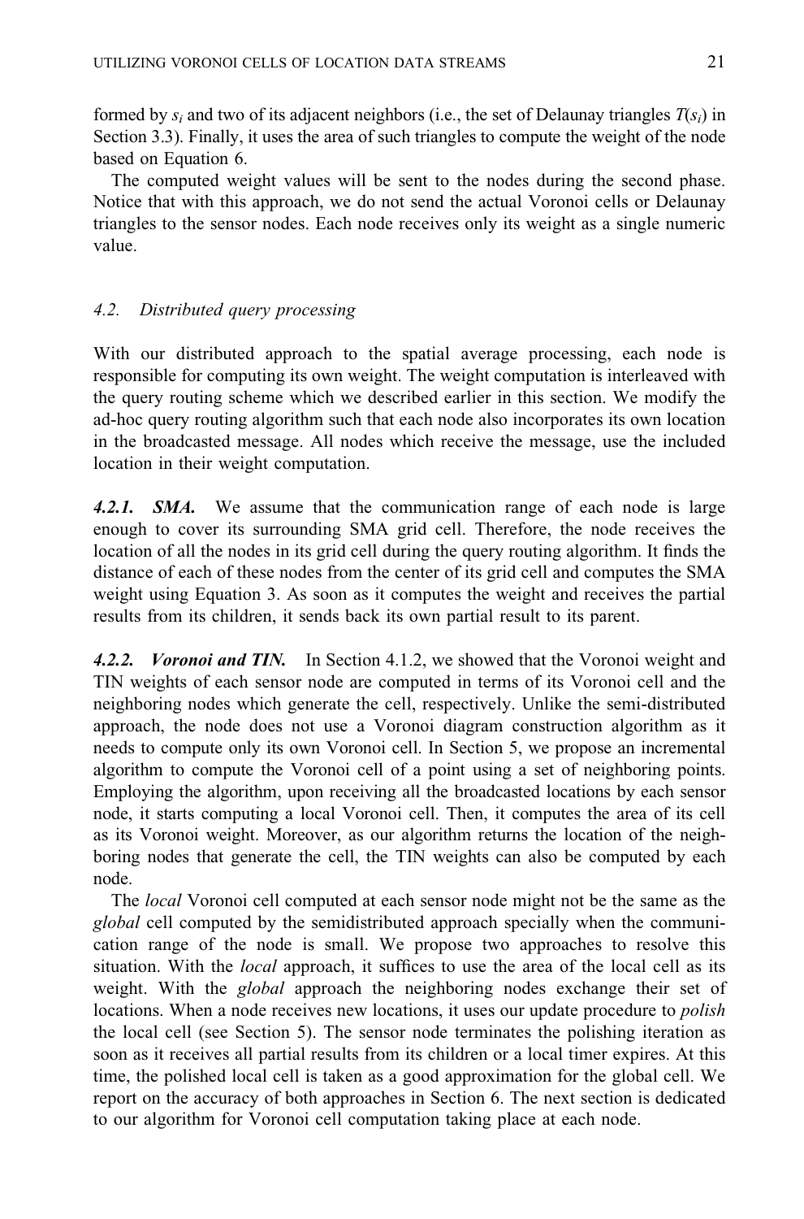formed by $s_i$ and two of its adjacent neighbors (i.e., the set of Delaunay triangles $T(s_i)$ in Section 3.3). Finally, it uses the area of such triangles to compute the weight of the node based on Equation 6.

The computed weight values will be sent to the nodes during the second phase. Notice that with this approach, we do not send the actual Voronoi cells or Delaunay triangles to the sensor nodes. Each node receives only its weight as a single numeric value.

### 4.2. *Distributed query processing*

With our distributed approach to the spatial average processing, each node is responsible for computing its own weight. The weight computation is interleaved with the query routing scheme which we described earlier in this section. We modify the ad-hoc query routing algorithm such that each node also incorporates its own location in the broadcasted message. All nodes which receive the message, use the included location in their weight computation.

***4.2.1. SMA.*** We assume that the communication range of each node is large enough to cover its surrounding SMA grid cell. Therefore, the node receives the location of all the nodes in its grid cell during the query routing algorithm. It finds the distance of each of these nodes from the center of its grid cell and computes the SMA weight using Equation 3. As soon as it computes the weight and receives the partial results from its children, it sends back its own partial result to its parent.

***4.2.2. Voronoi and TIN.*** In Section 4.1.2, we showed that the Voronoi weight and TIN weights of each sensor node are computed in terms of its Voronoi cell and the neighboring nodes which generate the cell, respectively. Unlike the semi-distributed approach, the node does not use a Voronoi diagram construction algorithm as it needs to compute only its own Voronoi cell. In Section 5, we propose an incremental algorithm to compute the Voronoi cell of a point using a set of neighboring points. Employing the algorithm, upon receiving all the broadcasted locations by each sensor node, it starts computing a local Voronoi cell. Then, it computes the area of its cell as its Voronoi weight. Moreover, as our algorithm returns the location of the neighboring nodes that generate the cell, the TIN weights can also be computed by each node.

The *local* Voronoi cell computed at each sensor node might not be the same as the *global* cell computed by the semidistributed approach specially when the communication range of the node is small. We propose two approaches to resolve this situation. With the *local* approach, it suffices to use the area of the local cell as its weight. With the *global* approach the neighboring nodes exchange their set of locations. When a node receives new locations, it uses our update procedure to *polish* the local cell (see Section 5). The sensor node terminates the polishing iteration as soon as it receives all partial results from its children or a local timer expires. At this time, the polished local cell is taken as a good approximation for the global cell. We report on the accuracy of both approaches in Section 6. The next section is dedicated to our algorithm for Voronoi cell computation taking place at each node.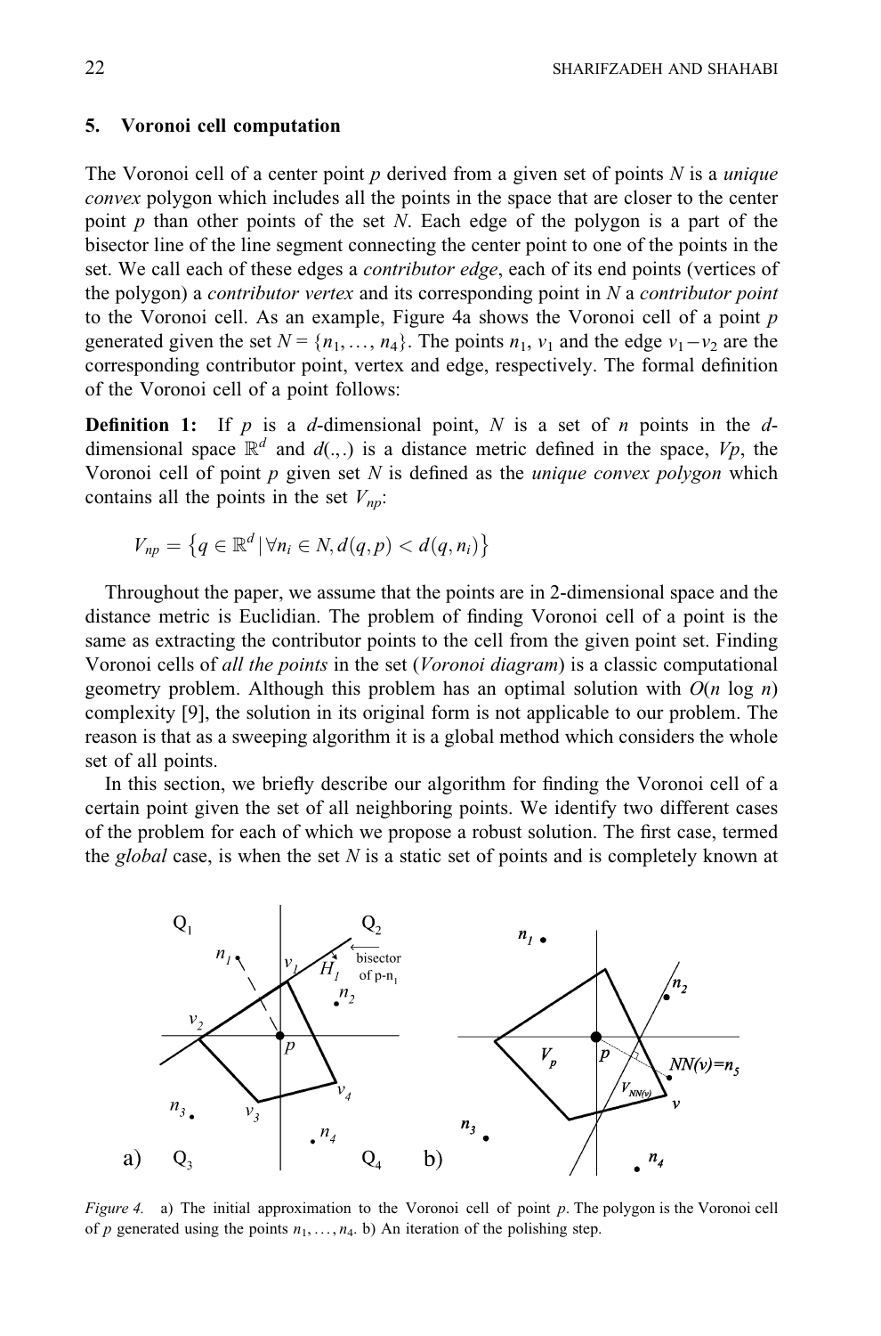## 5. Voronoi cell computation

The Voronoi cell of a center point $p$ derived from a given set of points $N$ is a *unique convex* polygon which includes all the points in the space that are closer to the center point $p$ than other points of the set $N$. Each edge of the polygon is a part of the bisector line of the line segment connecting the center point to one of the points in the set. We call each of these edges a *contributor edge*, each of its end points (vertices of the polygon) a *contributor vertex* and its corresponding point in $N$ a *contributor point* to the Voronoi cell. As an example, Figure 4a shows the Voronoi cell of a point $p$ generated given the set $N = \{n_1, \ldots, n_4\}$. The points $n_1$, $v_1$ and the edge $v_1 - v_2$ are the corresponding contributor point, vertex and edge, respectively. The formal definition of the Voronoi cell of a point follows:

**Definition 1:** If $p$ is a $d$-dimensional point, $N$ is a set of $n$ points in the $d$-dimensional space $\mathbb{R}^d$ and $d(.,.)$ is a distance metric defined in the space, $Vp$, the Voronoi cell of point $p$ given set $N$ is defined as the *unique convex polygon* which contains all the points in the set $V_{np}$:

$$V_{np} = \left\{ q \in \mathbb{R}^d \mid \forall n_i \in N, d(q,p) < d(q,n_i) \right\}$$

Throughout the paper, we assume that the points are in 2-dimensional space and the distance metric is Euclidian. The problem of finding Voronoi cell of a point is the same as extracting the contributor points to the cell from the given point set. Finding Voronoi cells of *all the points* in the set (*Voronoi diagram*) is a classic computational geometry problem. Although this problem has an optimal solution with $O(n \log n)$ complexity [9], the solution in its original form is not applicable to our problem. The reason is that as a sweeping algorithm it is a global method which considers the whole set of all points.

In this section, we briefly describe our algorithm for finding the Voronoi cell of a certain point given the set of all neighboring points. We identify two different cases of the problem for each of which we propose a robust solution. The first case, termed the *global* case, is when the set $N$ is a static set of points and is completely known at

*Figure 4.* a) The initial approximation to the Voronoi cell of point $p$. The polygon is the Voronoi cell of $p$ generated using the points $n_1, \ldots, n_4$. b) An iteration of the polishing step.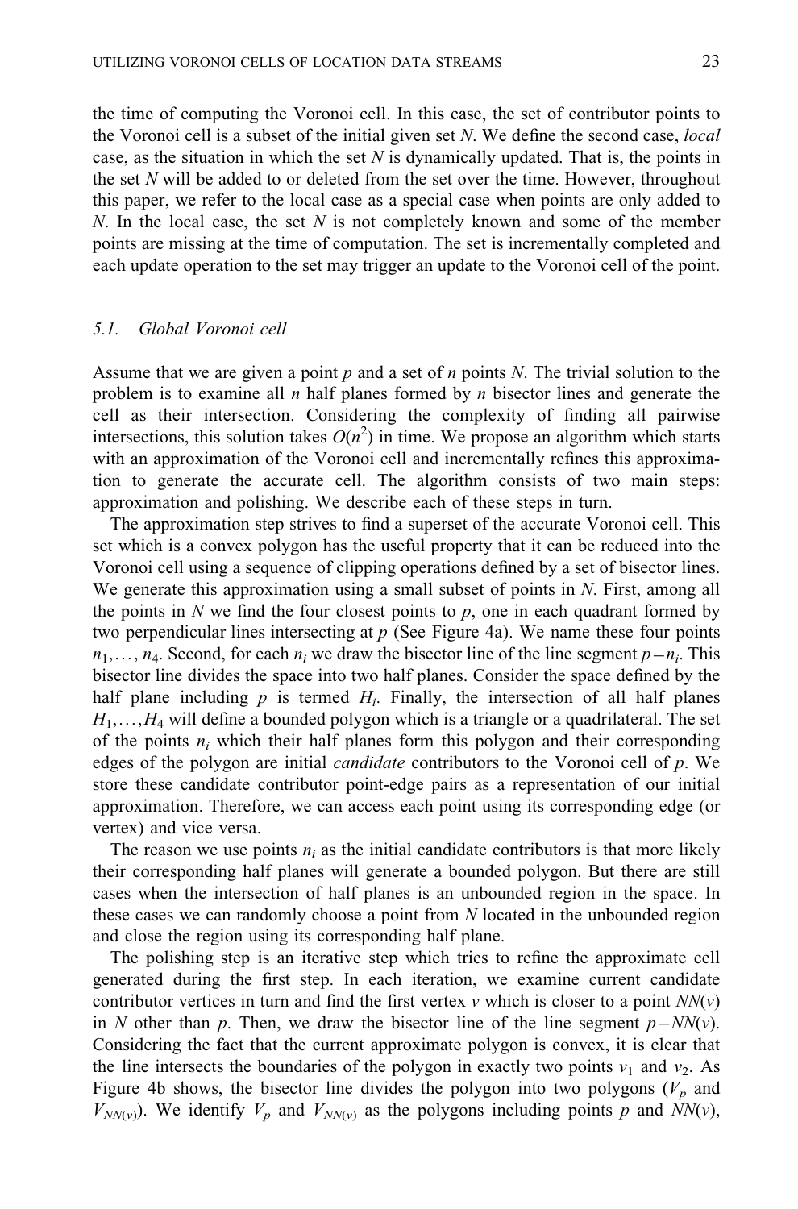the time of computing the Voronoi cell. In this case, the set of contributor points to the Voronoi cell is a subset of the initial given set $N$. We define the second case, *local* case, as the situation in which the set $N$ is dynamically updated. That is, the points in the set $N$ will be added to or deleted from the set over the time. However, throughout this paper, we refer to the local case as a special case when points are only added to $N$. In the local case, the set $N$ is not completely known and some of the member points are missing at the time of computation. The set is incrementally completed and each update operation to the set may trigger an update to the Voronoi cell of the point.

### 5.1. Global Voronoi cell

Assume that we are given a point $p$ and a set of $n$ points $N$. The trivial solution to the problem is to examine all $n$ half planes formed by $n$ bisector lines and generate the cell as their intersection. Considering the complexity of finding all pairwise intersections, this solution takes $O(n^2)$ in time. We propose an algorithm which starts with an approximation of the Voronoi cell and incrementally refines this approximation to generate the accurate cell. The algorithm consists of two main steps: approximation and polishing. We describe each of these steps in turn.

The approximation step strives to find a superset of the accurate Voronoi cell. This set which is a convex polygon has the useful property that it can be reduced into the Voronoi cell using a sequence of clipping operations defined by a set of bisector lines. We generate this approximation using a small subset of points in $N$. First, among all the points in $N$ we find the four closest points to $p$, one in each quadrant formed by two perpendicular lines intersecting at $p$ (See Figure 4a). We name these four points $n_1, \ldots, n_4$. Second, for each $n_i$ we draw the bisector line of the line segment $p-n_i$. This bisector line divides the space into two half planes. Consider the space defined by the half plane including $p$ is termed $H_i$. Finally, the intersection of all half planes $H_1, \ldots, H_4$ will define a bounded polygon which is a triangle or a quadrilateral. The set of the points $n_i$ which their half planes form this polygon and their corresponding edges of the polygon are initial *candidate* contributors to the Voronoi cell of $p$. We store these candidate contributor point-edge pairs as a representation of our initial approximation. Therefore, we can access each point using its corresponding edge (or vertex) and vice versa.

The reason we use points $n_i$ as the initial candidate contributors is that more likely their corresponding half planes will generate a bounded polygon. But there are still cases when the intersection of half planes is an unbounded region in the space. In these cases we can randomly choose a point from $N$ located in the unbounded region and close the region using its corresponding half plane.

The polishing step is an iterative step which tries to refine the approximate cell generated during the first step. In each iteration, we examine current candidate contributor vertices in turn and find the first vertex $v$ which is closer to a point $NN(v)$ in $N$ other than $p$. Then, we draw the bisector line of the line segment $p-NN(v)$. Considering the fact that the current approximate polygon is convex, it is clear that the line intersects the boundaries of the polygon in exactly two points $v_1$ and $v_2$. As Figure 4b shows, the bisector line divides the polygon into two polygons ($V_p$ and $V_{NN(v)}$). We identify $V_p$ and $V_{NN(v)}$ as the polygons including points $p$ and $NN(v)$,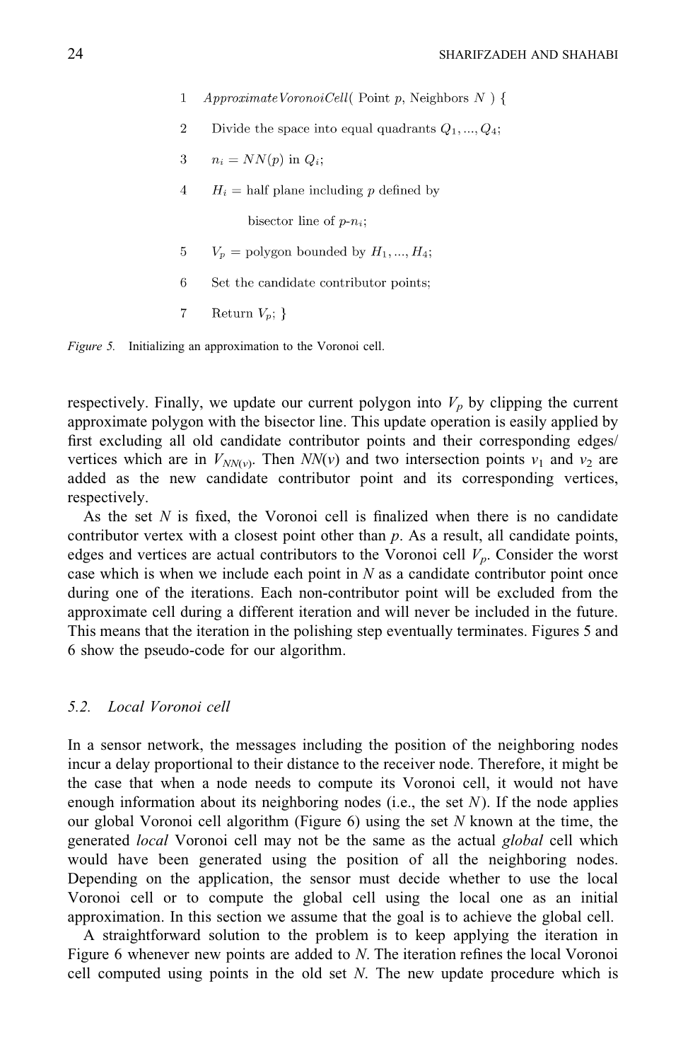```
1   ApproximateVoronoiCell( Point p, Neighbors N ) {
2     Divide the space into equal quadrants Q_1, ..., Q_4;
3     n_i = NN(p) in Q_i;
4     H_i = half plane including p defined by
            bisector line of p-n_i;
5     V_p = polygon bounded by H_1, ..., H_4;
6     Set the candidate contributor points;
7     Return V_p; }
```

*Figure 5.* Initializing an approximation to the Voronoi cell.

respectively. Finally, we update our current polygon into $V_p$ by clipping the current approximate polygon with the bisector line. This update operation is easily applied by first excluding all old candidate contributor points and their corresponding edges/vertices which are in $V_{NN(v)}$. Then $NN(v)$ and two intersection points $v_1$ and $v_2$ are added as the new candidate contributor point and its corresponding vertices, respectively.

As the set $N$ is fixed, the Voronoi cell is finalized when there is no candidate contributor vertex with a closest point other than $p$. As a result, all candidate points, edges and vertices are actual contributors to the Voronoi cell $V_p$. Consider the worst case which is when we include each point in $N$ as a candidate contributor point once during one of the iterations. Each non-contributor point will be excluded from the approximate cell during a different iteration and will never be included in the future. This means that the iteration in the polishing step eventually terminates. Figures 5 and 6 show the pseudo-code for our algorithm.

### 5.2. Local Voronoi cell

In a sensor network, the messages including the position of the neighboring nodes incur a delay proportional to their distance to the receiver node. Therefore, it might be the case that when a node needs to compute its Voronoi cell, it would not have enough information about its neighboring nodes (i.e., the set $N$). If the node applies our global Voronoi cell algorithm (Figure 6) using the set $N$ known at the time, the generated *local* Voronoi cell may not be the same as the actual *global* cell which would have been generated using the position of all the neighboring nodes. Depending on the application, the sensor must decide whether to use the local Voronoi cell or to compute the global cell using the local one as an initial approximation. In this section we assume that the goal is to achieve the global cell.

A straightforward solution to the problem is to keep applying the iteration in Figure 6 whenever new points are added to $N$. The iteration refines the local Voronoi cell computed using points in the old set $N$. The new update procedure which is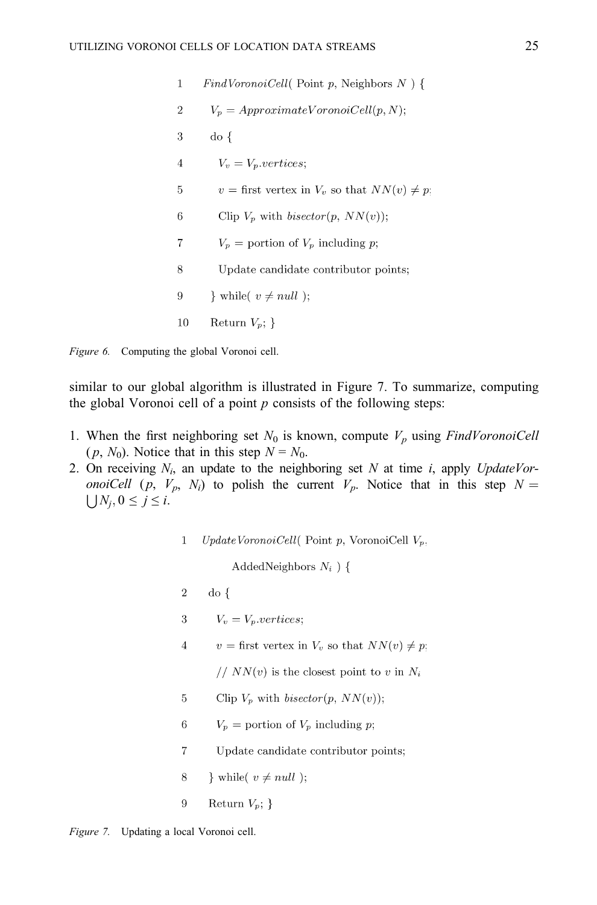```
1   FindVoronoiCell( Point p, Neighbors N ) {
2     V_p = ApproximateVoronoiCell(p, N);
3     do {
4       V_v = V_p.vertices;
5       v = first vertex in V_v so that NN(v) ≠ p;
6       Clip V_p with bisector(p, NN(v));
7       V_p = portion of V_p including p;
8       Update candidate contributor points;
9     } while( v ≠ null );
10    Return V_p; }
```

*Figure 6.* Computing the global Voronoi cell.

similar to our global algorithm is illustrated in Figure 7. To summarize, computing the global Voronoi cell of a point $p$ consists of the following steps:

1. When the first neighboring set $N_0$ is known, compute $V_p$ using *FindVoronoiCell* ($p$, $N_0$). Notice that in this step $N = N_0$.
2. On receiving $N_i$, an update to the neighboring set $N$ at time $i$, apply *UpdateVoronoiCell* ($p$, $V_p$, $N_i$) to polish the current $V_p$. Notice that in this step $N = \bigcup N_j, 0 \leq j \leq i$.

```
1   UpdateVoronoiCell( Point p, VoronoiCell V_p,
        AddedNeighbors N_i ) {
2     do {
3       V_v = V_p.vertices;
4       v = first vertex in V_v so that NN(v) ≠ p;
        // NN(v) is the closest point to v in N_i
5       Clip V_p with bisector(p, NN(v));
6       V_p = portion of V_p including p;
7       Update candidate contributor points;
8     } while( v ≠ null );
9     Return V_p; }
```

*Figure 7.* Updating a local Voronoi cell.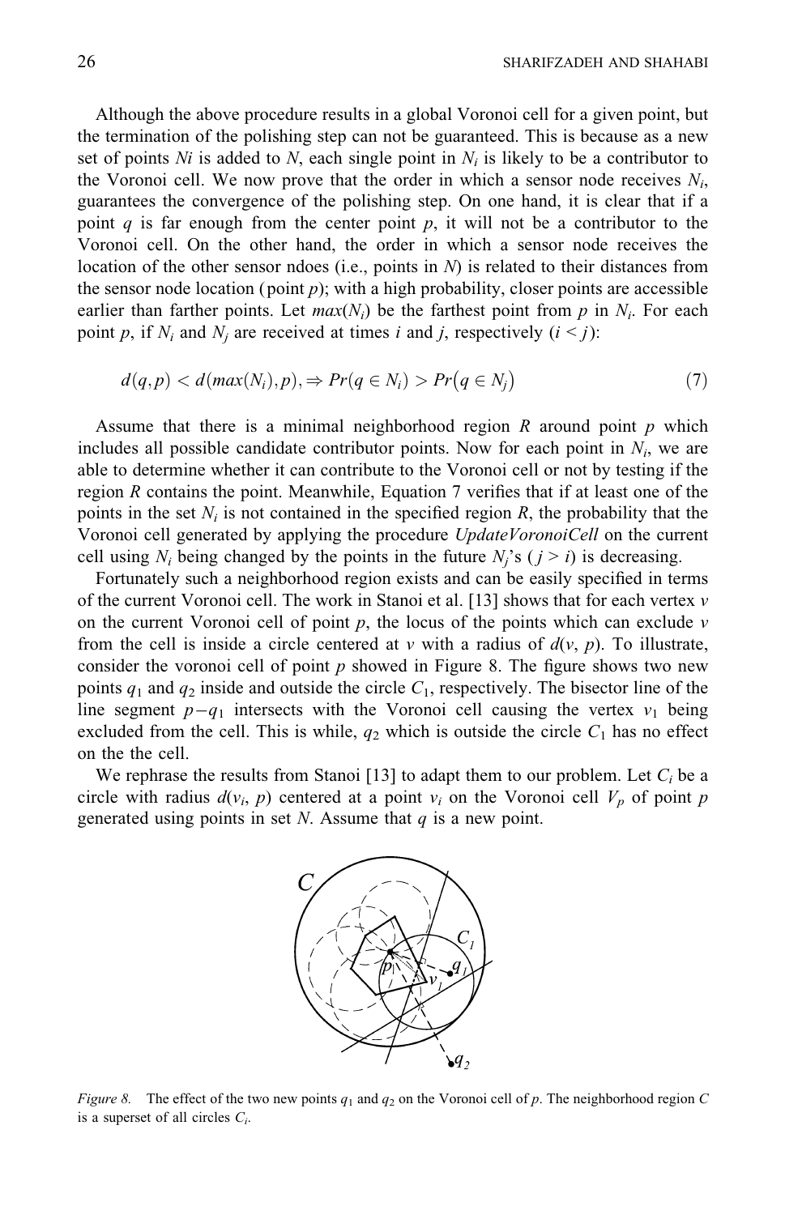Although the above procedure results in a global Voronoi cell for a given point, but the termination of the polishing step can not be guaranteed. This is because as a new set of points *Ni* is added to *N*, each single point in $N_i$ is likely to be a contributor to the Voronoi cell. We now prove that the order in which a sensor node receives $N_i$, guarantees the convergence of the polishing step. On one hand, it is clear that if a point *q* is far enough from the center point *p*, it will not be a contributor to the Voronoi cell. On the other hand, the order in which a sensor node receives the location of the other sensor ndoes (i.e., points in *N*) is related to their distances from the sensor node location (point *p*); with a high probability, closer points are accessible earlier than farther points. Let $max(N_i)$ be the farthest point from *p* in $N_i$. For each point *p*, if $N_i$ and $N_j$ are received at times *i* and *j*, respectively ($i < j$):

$$d(q,p) < d(max(N_i),p), \Rightarrow Pr(q \in N_i) > Pr\left(q \in N_j\right) \tag{7}$$

Assume that there is a minimal neighborhood region *R* around point *p* which includes all possible candidate contributor points. Now for each point in $N_i$, we are able to determine whether it can contribute to the Voronoi cell or not by testing if the region *R* contains the point. Meanwhile, Equation 7 verifies that if at least one of the points in the set $N_i$ is not contained in the specified region *R*, the probability that the Voronoi cell generated by applying the procedure *UpdateVoronoiCell* on the current cell using $N_i$ being changed by the points in the future $N_j$'s ($j > i$) is decreasing.

Fortunately such a neighborhood region exists and can be easily specified in terms of the current Voronoi cell. The work in Stanoi et al. [13] shows that for each vertex *v* on the current Voronoi cell of point *p*, the locus of the points which can exclude *v* from the cell is inside a circle centered at *v* with a radius of $d(v, p)$. To illustrate, consider the voronoi cell of point *p* showed in Figure 8. The figure shows two new points $q_1$ and $q_2$ inside and outside the circle $C_1$, respectively. The bisector line of the line segment $p-q_1$ intersects with the Voronoi cell causing the vertex $v_1$ being excluded from the cell. This is while, $q_2$ which is outside the circle $C_1$ has no effect on the the cell.

We rephrase the results from Stanoi [13] to adapt them to our problem. Let $C_i$ be a circle with radius $d(v_i, p)$ centered at a point $v_i$ on the Voronoi cell $V_p$ of point *p* generated using points in set *N*. Assume that *q* is a new point.

*Figure 8.* The effect of the two new points $q_1$ and $q_2$ on the Voronoi cell of *p*. The neighborhood region *C* is a superset of all circles $C_i$.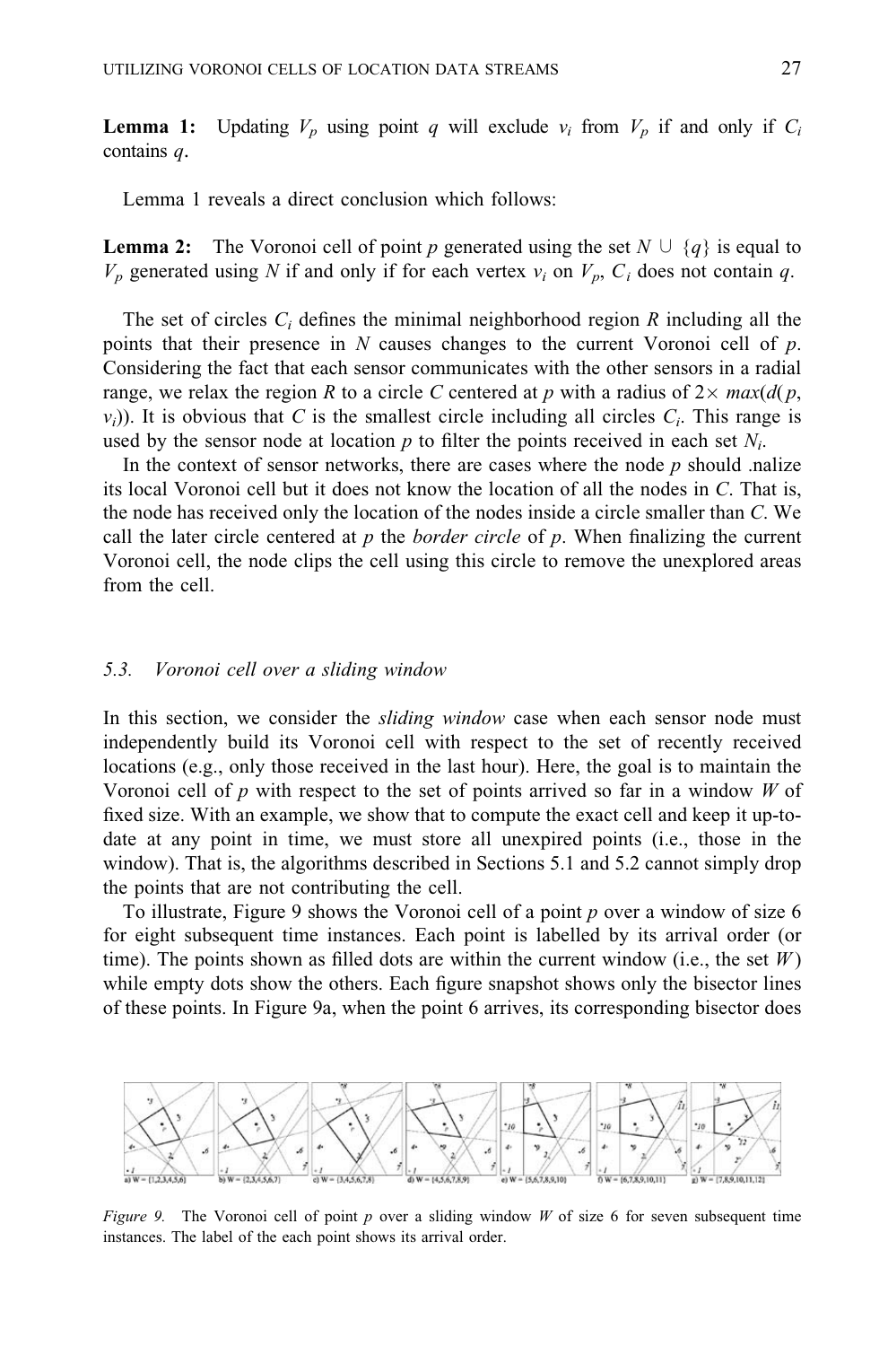**Lemma 1:** Updating $V_p$ using point $q$ will exclude $v_i$ from $V_p$ if and only if $C_i$ contains $q$.

Lemma 1 reveals a direct conclusion which follows:

**Lemma 2:** The Voronoi cell of point $p$ generated using the set $N \cup \{q\}$ is equal to $V_p$ generated using $N$ if and only if for each vertex $v_i$ on $V_p$, $C_i$ does not contain $q$.

The set of circles $C_i$ defines the minimal neighborhood region $R$ including all the points that their presence in $N$ causes changes to the current Voronoi cell of $p$. Considering the fact that each sensor communicates with the other sensors in a radial range, we relax the region $R$ to a circle $C$ centered at $p$ with a radius of $2\times max(d(p, v_i))$. It is obvious that $C$ is the smallest circle including all circles $C_i$. This range is used by the sensor node at location $p$ to filter the points received in each set $N_i$.

In the context of sensor networks, there are cases where the node $p$ should .nalize its local Voronoi cell but it does not know the location of all the nodes in $C$. That is, the node has received only the location of the nodes inside a circle smaller than $C$. We call the later circle centered at $p$ the *border circle* of $p$. When finalizing the current Voronoi cell, the node clips the cell using this circle to remove the unexplored areas from the cell.

### 5.3. Voronoi cell over a sliding window

In this section, we consider the *sliding window* case when each sensor node must independently build its Voronoi cell with respect to the set of recently received locations (e.g., only those received in the last hour). Here, the goal is to maintain the Voronoi cell of $p$ with respect to the set of points arrived so far in a window $W$ of fixed size. With an example, we show that to compute the exact cell and keep it up-to-date at any point in time, we must store all unexpired points (i.e., those in the window). That is, the algorithms described in Sections 5.1 and 5.2 cannot simply drop the points that are not contributing the cell.

To illustrate, Figure 9 shows the Voronoi cell of a point $p$ over a window of size 6 for eight subsequent time instances. Each point is labelled by its arrival order (or time). The points shown as filled dots are within the current window (i.e., the set $W$) while empty dots show the others. Each figure snapshot shows only the bisector lines of these points. In Figure 9a, when the point 6 arrives, its corresponding bisector does

a) W = {1,2,3,4,5,6} b) W = {2,3,4,5,6,7} c) W = {3,4,5,6,7,8} d) W = {4,5,6,7,8,9} e) W = {5,6,7,8,9,10} f) W = {6,7,8,9,10,11} g) W = {7,8,9,10,11,12}

*Figure 9.* The Voronoi cell of point $p$ over a sliding window $W$ of size 6 for seven subsequent time instances. The label of the each point shows its arrival order.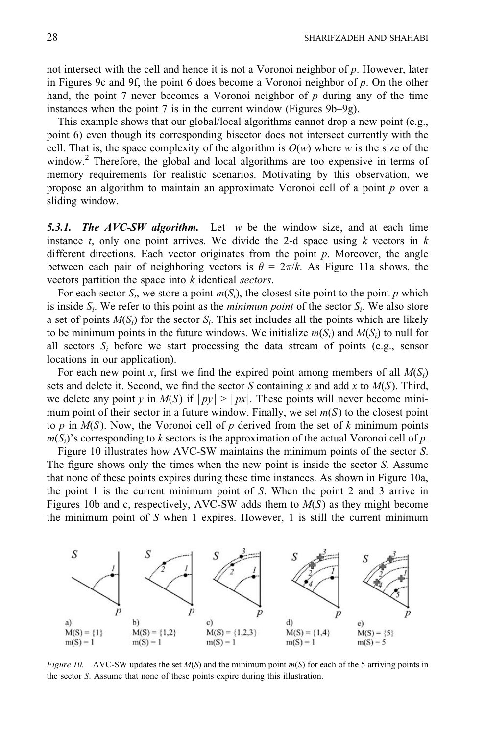not intersect with the cell and hence it is not a Voronoi neighbor of $p$. However, later in Figures 9c and 9f, the point 6 does become a Voronoi neighbor of $p$. On the other hand, the point 7 never becomes a Voronoi neighbor of $p$ during any of the time instances when the point 7 is in the current window (Figures 9b–9g).

This example shows that our global/local algorithms cannot drop a new point (e.g., point 6) even though its corresponding bisector does not intersect currently with the cell. That is, the space complexity of the algorithm is $O(w)$ where $w$ is the size of the window.[2] Therefore, the global and local algorithms are too expensive in terms of memory requirements for realistic scenarios. Motivating by this observation, we propose an algorithm to maintain an approximate Voronoi cell of a point $p$ over a sliding window.

#### *5.3.1. The AVC-SW algorithm.*

Let $w$ be the window size, and at each time instance $t$, only one point arrives. We divide the 2-d space using $k$ vectors in $k$ different directions. Each vector originates from the point $p$. Moreover, the angle between each pair of neighboring vectors is $\theta = 2\pi/k$. As Figure 11a shows, the vectors partition the space into $k$ identical *sectors*.

For each sector $S_i$, we store a point $m(S_i)$, the closest site point to the point $p$ which is inside $S_i$. We refer to this point as the *minimum point* of the sector $S_i$. We also store a set of points $M(S_i)$ for the sector $S_i$. This set includes all the points which are likely to be minimum points in the future windows. We initialize $m(S_i)$ and $M(S_i)$ to null for all sectors $S_i$ before we start processing the data stream of points (e.g., sensor locations in our application).

For each new point $x$, first we find the expired point among members of all $M(S_i)$ sets and delete it. Second, we find the sector $S$ containing $x$ and add $x$ to $M(S)$. Third, we delete any point $y$ in $M(S)$ if $|py| > |px|$. These points will never become minimum point of their sector in a future window. Finally, we set $m(S)$ to the closest point to $p$ in $M(S)$. Now, the Voronoi cell of $p$ derived from the set of $k$ minimum points $m(S_i)$'s corresponding to $k$ sectors is the approximation of the actual Voronoi cell of $p$.

Figure 10 illustrates how AVC-SW maintains the minimum points of the sector $S$. The figure shows only the times when the new point is inside the sector $S$. Assume that none of these points expires during these time instances. As shown in Figure 10a, the point 1 is the current minimum point of $S$. When the point 2 and 3 arrive in Figures 10b and c, respectively, AVC-SW adds them to $M(S)$ as they might become the minimum point of $S$ when 1 expires. However, 1 is still the current minimum

a) $M(S) = \{1\}$, $m(S) = 1$; b) $M(S) = \{1,2\}$, $m(S) = 1$; c) $M(S) = \{1,2,3\}$, $m(S) = 1$; d) $M(S) = \{1,4\}$, $m(S) = 1$; e) $M(S) = \{5\}$, $m(S) = 5$

*Figure 10.* AVC-SW updates the set $M(S)$ and the minimum point $m(S)$ for each of the 5 arriving points in the sector $S$. Assume that none of these points expire during this illustration.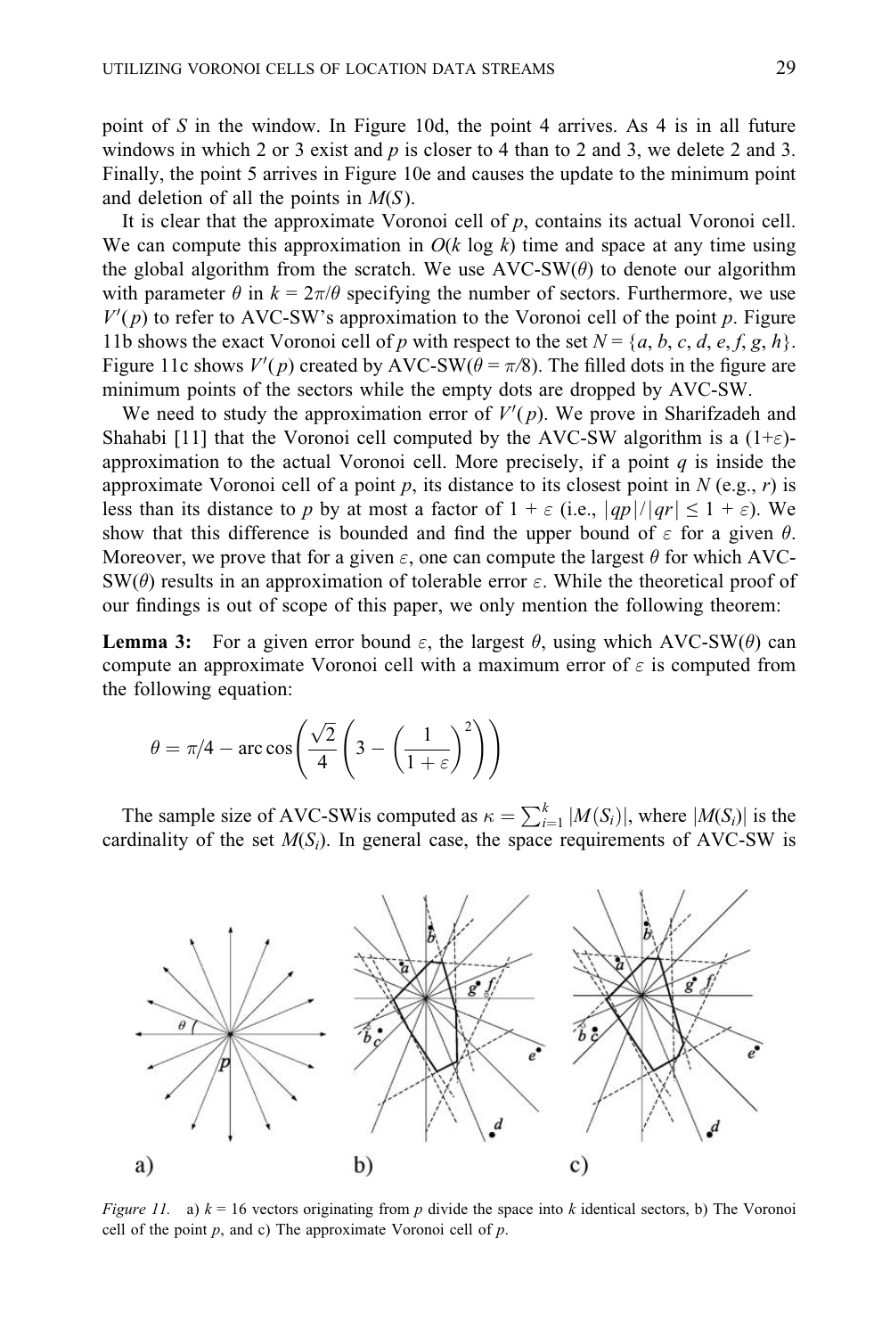point of $S$ in the window. In Figure 10d, the point 4 arrives. As 4 is in all future windows in which 2 or 3 exist and $p$ is closer to 4 than to 2 and 3, we delete 2 and 3. Finally, the point 5 arrives in Figure 10e and causes the update to the minimum point and deletion of all the points in $M(S)$.

It is clear that the approximate Voronoi cell of $p$, contains its actual Voronoi cell. We can compute this approximation in $O(k \log k)$ time and space at any time using the global algorithm from the scratch. We use AVC-SW($\theta$) to denote our algorithm with parameter $\theta$ in $k = 2\pi/\theta$ specifying the number of sectors. Furthermore, we use $V'(p)$ to refer to AVC-SW's approximation to the Voronoi cell of the point $p$. Figure 11b shows the exact Voronoi cell of $p$ with respect to the set $N = \{a, b, c, d, e, f, g, h\}$. Figure 11c shows $V'(p)$ created by AVC-SW($\theta = \pi/8$). The filled dots in the figure are minimum points of the sectors while the empty dots are dropped by AVC-SW.

We need to study the approximation error of $V'(p)$. We prove in Sharifzadeh and Shahabi [11] that the Voronoi cell computed by the AVC-SW algorithm is a $(1+\varepsilon)$-approximation to the actual Voronoi cell. More precisely, if a point $q$ is inside the approximate Voronoi cell of a point $p$, its distance to its closest point in $N$ (e.g., $r$) is less than its distance to $p$ by at most a factor of $1 + \varepsilon$ (i.e., $|qp|/|qr| \leq 1 + \varepsilon$). We show that this difference is bounded and find the upper bound of $\varepsilon$ for a given $\theta$. Moreover, we prove that for a given $\varepsilon$, one can compute the largest $\theta$ for which AVC-SW($\theta$) results in an approximation of tolerable error $\varepsilon$. While the theoretical proof of our findings is out of scope of this paper, we only mention the following theorem:

**Lemma 3:** For a given error bound $\varepsilon$, the largest $\theta$, using which AVC-SW($\theta$) can compute an approximate Voronoi cell with a maximum error of $\varepsilon$ is computed from the following equation:

$$\theta = \pi/4 - \arccos\left(\frac{\sqrt{2}}{4}\left(3 - \left(\frac{1}{1+\varepsilon}\right)^2\right)\right)$$

The sample size of AVC-SWis computed as $\kappa = \sum_{i=1}^{k} |M(S_i)|$, where $|M(S_i)|$ is the cardinality of the set $M(S_i)$. In general case, the space requirements of AVC-SW is

*Figure 11.* a) $k = 16$ vectors originating from $p$ divide the space into $k$ identical sectors, b) The Voronoi cell of the point $p$, and c) The approximate Voronoi cell of $p$.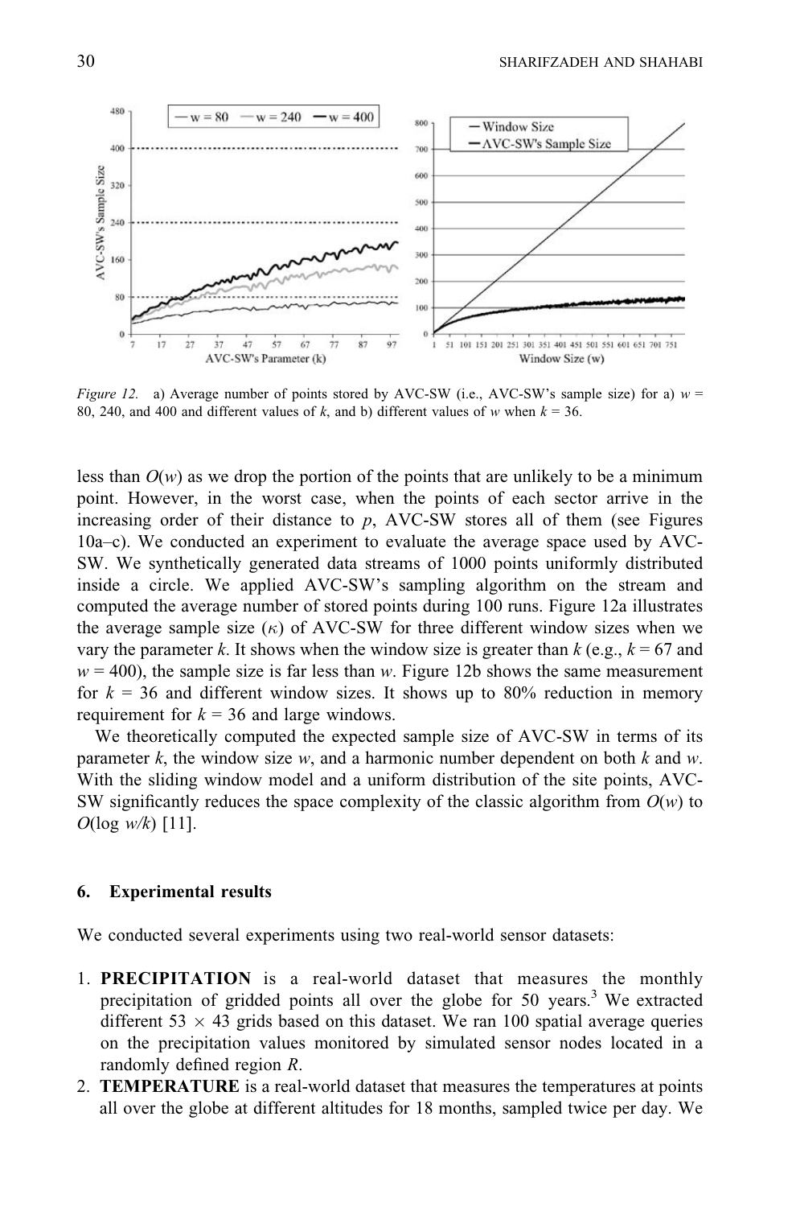*Figure 12.* a) Average number of points stored by AVC-SW (i.e., AVC-SW's sample size) for a) $w$ = 80, 240, and 400 and different values of $k$, and b) different values of $w$ when $k$ = 36.

less than $O(w)$ as we drop the portion of the points that are unlikely to be a minimum point. However, in the worst case, when the points of each sector arrive in the increasing order of their distance to $p$, AVC-SW stores all of them (see Figures 10a–c). We conducted an experiment to evaluate the average space used by AVC-SW. We synthetically generated data streams of 1000 points uniformly distributed inside a circle. We applied AVC-SW's sampling algorithm on the stream and computed the average number of stored points during 100 runs. Figure 12a illustrates the average sample size ($\kappa$) of AVC-SW for three different window sizes when we vary the parameter $k$. It shows when the window size is greater than $k$ (e.g., $k$ = 67 and $w$ = 400), the sample size is far less than $w$. Figure 12b shows the same measurement for $k$ = 36 and different window sizes. It shows up to 80% reduction in memory requirement for $k$ = 36 and large windows.

We theoretically computed the expected sample size of AVC-SW in terms of its parameter $k$, the window size $w$, and a harmonic number dependent on both $k$ and $w$. With the sliding window model and a uniform distribution of the site points, AVC-SW significantly reduces the space complexity of the classic algorithm from $O(w)$ to $O(\log w/k)$ [11].

## 6. Experimental results

We conducted several experiments using two real-world sensor datasets:

1. **PRECIPITATION** is a real-world dataset that measures the monthly precipitation of gridded points all over the globe for 50 years.[3] We extracted different 53 $\times$ 43 grids based on this dataset. We ran 100 spatial average queries on the precipitation values monitored by simulated sensor nodes located in a randomly defined region $R$.
2. **TEMPERATURE** is a real-world dataset that measures the temperatures at points all over the globe at different altitudes for 18 months, sampled twice per day. We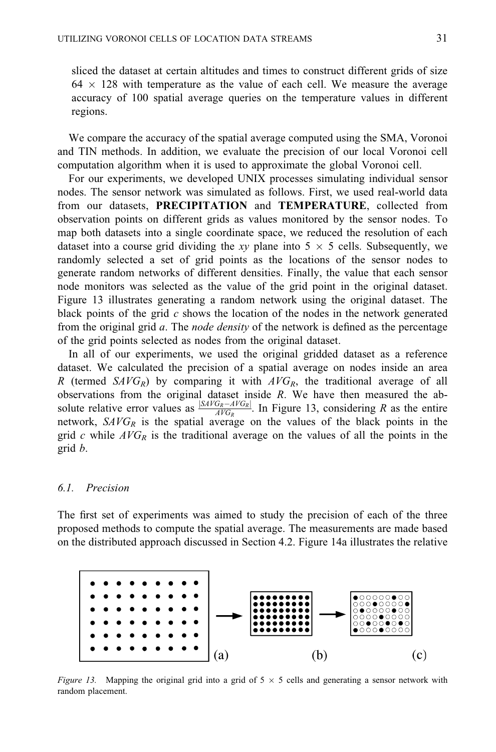sliced the dataset at certain altitudes and times to construct different grids of size $64 \times 128$ with temperature as the value of each cell. We measure the average accuracy of 100 spatial average queries on the temperature values in different regions.

We compare the accuracy of the spatial average computed using the SMA, Voronoi and TIN methods. In addition, we evaluate the precision of our local Voronoi cell computation algorithm when it is used to approximate the global Voronoi cell.

For our experiments, we developed UNIX processes simulating individual sensor nodes. The sensor network was simulated as follows. First, we used real-world data from our datasets, **PRECIPITATION** and **TEMPERATURE**, collected from observation points on different grids as values monitored by the sensor nodes. To map both datasets into a single coordinate space, we reduced the resolution of each dataset into a course grid dividing the *xy* plane into $5 \times 5$ cells. Subsequently, we randomly selected a set of grid points as the locations of the sensor nodes to generate random networks of different densities. Finally, the value that each sensor node monitors was selected as the value of the grid point in the original dataset. Figure 13 illustrates generating a random network using the original dataset. The black points of the grid *c* shows the location of the nodes in the network generated from the original grid *a*. The *node density* of the network is defined as the percentage of the grid points selected as nodes from the original dataset.

In all of our experiments, we used the original gridded dataset as a reference dataset. We calculated the precision of a spatial average on nodes inside an area $R$ (termed $SAVG_R$) by comparing it with $AVG_R$, the traditional average of all observations from the original dataset inside $R$. We have then measured the absolute relative error values as $\frac{|SAVG_R - AVG_R|}{AVG_R}$. In Figure 13, considering $R$ as the entire network, $SAVG_R$ is the spatial average on the values of the black points in the grid *c* while $AVG_R$ is the traditional average on the values of all the points in the grid *b*.

### 6.1. Precision

The first set of experiments was aimed to study the precision of each of the three proposed methods to compute the spatial average. The measurements are made based on the distributed approach discussed in Section 4.2. Figure 14a illustrates the relative

*Figure 13.* Mapping the original grid into a grid of $5 \times 5$ cells and generating a sensor network with random placement.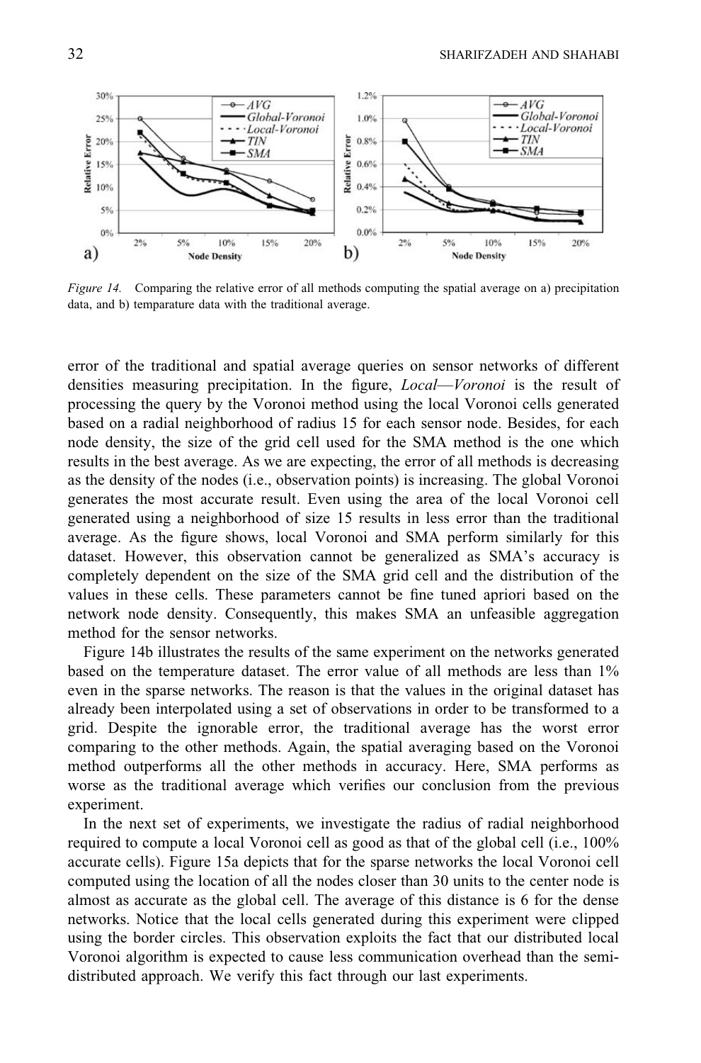*Figure 14.* Comparing the relative error of all methods computing the spatial average on a) precipitation data, and b) temparature data with the traditional average.

error of the traditional and spatial average queries on sensor networks of different densities measuring precipitation. In the figure, *Local—Voronoi* is the result of processing the query by the Voronoi method using the local Voronoi cells generated based on a radial neighborhood of radius 15 for each sensor node. Besides, for each node density, the size of the grid cell used for the SMA method is the one which results in the best average. As we are expecting, the error of all methods is decreasing as the density of the nodes (i.e., observation points) is increasing. The global Voronoi generates the most accurate result. Even using the area of the local Voronoi cell generated using a neighborhood of size 15 results in less error than the traditional average. As the figure shows, local Voronoi and SMA perform similarly for this dataset. However, this observation cannot be generalized as SMA's accuracy is completely dependent on the size of the SMA grid cell and the distribution of the values in these cells. These parameters cannot be fine tuned apriori based on the network node density. Consequently, this makes SMA an unfeasible aggregation method for the sensor networks.

Figure 14b illustrates the results of the same experiment on the networks generated based on the temperature dataset. The error value of all methods are less than 1% even in the sparse networks. The reason is that the values in the original dataset has already been interpolated using a set of observations in order to be transformed to a grid. Despite the ignorable error, the traditional average has the worst error comparing to the other methods. Again, the spatial averaging based on the Voronoi method outperforms all the other methods in accuracy. Here, SMA performs as worse as the traditional average which verifies our conclusion from the previous experiment.

In the next set of experiments, we investigate the radius of radial neighborhood required to compute a local Voronoi cell as good as that of the global cell (i.e., 100% accurate cells). Figure 15a depicts that for the sparse networks the local Voronoi cell computed using the location of all the nodes closer than 30 units to the center node is almost as accurate as the global cell. The average of this distance is 6 for the dense networks. Notice that the local cells generated during this experiment were clipped using the border circles. This observation exploits the fact that our distributed local Voronoi algorithm is expected to cause less communication overhead than the semi-distributed approach. We verify this fact through our last experiments.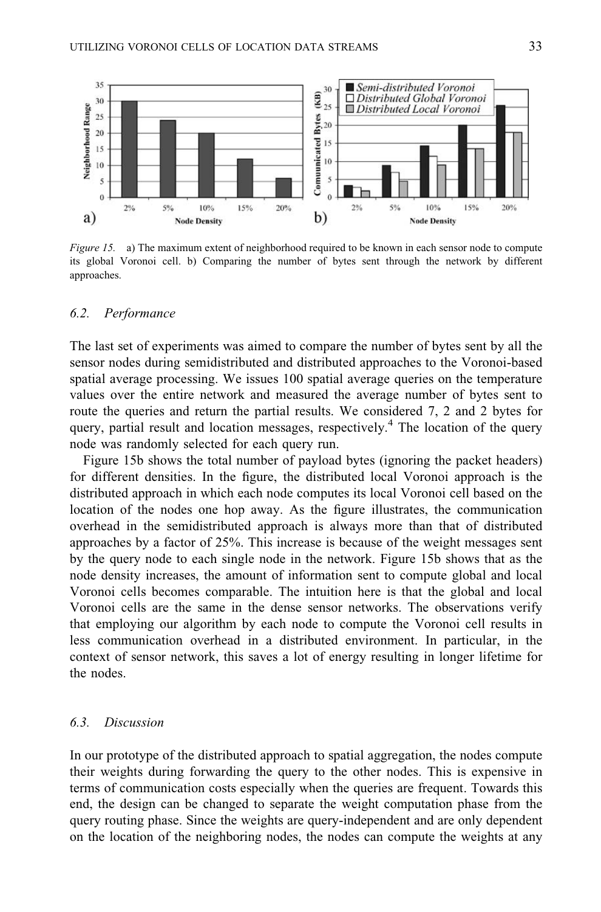Figure 15. a) The maximum extent of neighborhood required to be known in each sensor node to compute its global Voronoi cell. b) Comparing the number of bytes sent through the network by different approaches.

### 6.2. Performance

The last set of experiments was aimed to compare the number of bytes sent by all the sensor nodes during semidistributed and distributed approaches to the Voronoi-based spatial average processing. We issues 100 spatial average queries on the temperature values over the entire network and measured the average number of bytes sent to route the queries and return the partial results. We considered 7, 2 and 2 bytes for query, partial result and location messages, respectively.[4] The location of the query node was randomly selected for each query run.

Figure 15b shows the total number of payload bytes (ignoring the packet headers) for different densities. In the figure, the distributed local Voronoi approach is the distributed approach in which each node computes its local Voronoi cell based on the location of the nodes one hop away. As the figure illustrates, the communication overhead in the semidistributed approach is always more than that of distributed approaches by a factor of 25%. This increase is because of the weight messages sent by the query node to each single node in the network. Figure 15b shows that as the node density increases, the amount of information sent to compute global and local Voronoi cells becomes comparable. The intuition here is that the global and local Voronoi cells are the same in the dense sensor networks. The observations verify that employing our algorithm by each node to compute the Voronoi cell results in less communication overhead in a distributed environment. In particular, in the context of sensor network, this saves a lot of energy resulting in longer lifetime for the nodes.

### 6.3. Discussion

In our prototype of the distributed approach to spatial aggregation, the nodes compute their weights during forwarding the query to the other nodes. This is expensive in terms of communication costs especially when the queries are frequent. Towards this end, the design can be changed to separate the weight computation phase from the query routing phase. Since the weights are query-independent and are only dependent on the location of the neighboring nodes, the nodes can compute the weights at any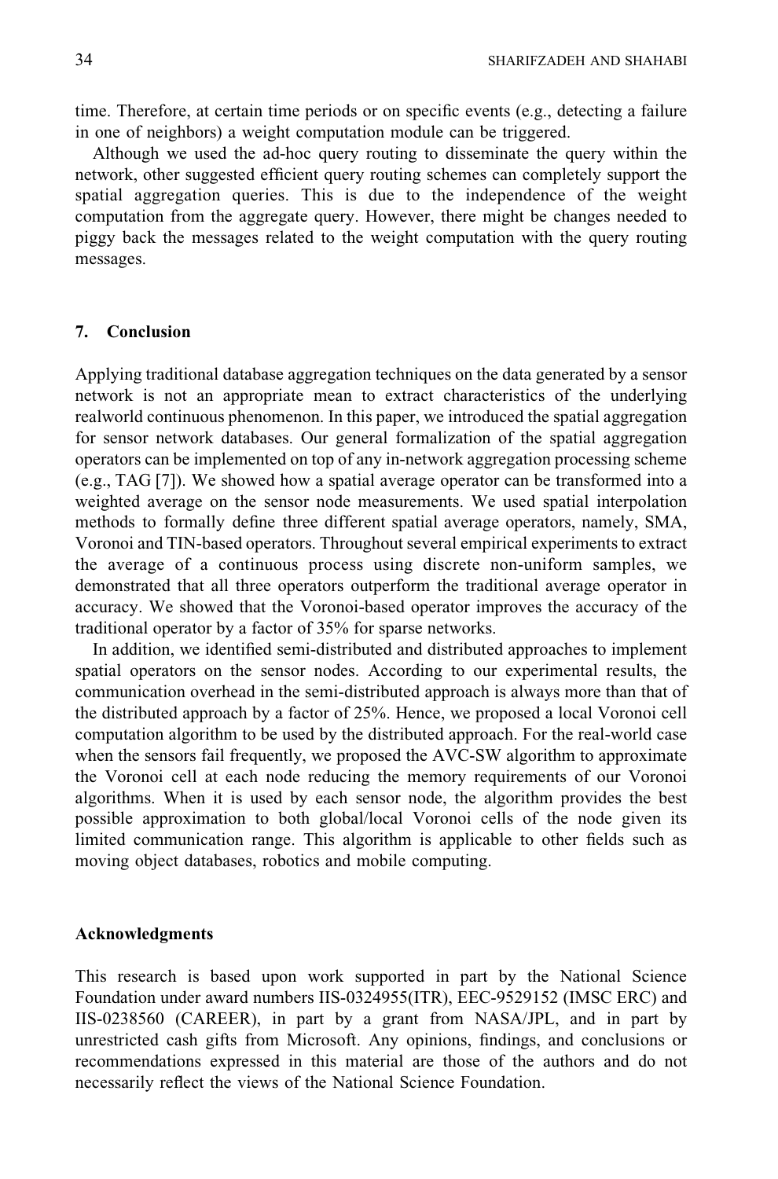time. Therefore, at certain time periods or on specific events (e.g., detecting a failure in one of neighbors) a weight computation module can be triggered.

Although we used the ad-hoc query routing to disseminate the query within the network, other suggested efficient query routing schemes can completely support the spatial aggregation queries. This is due to the independence of the weight computation from the aggregate query. However, there might be changes needed to piggy back the messages related to the weight computation with the query routing messages.

## 7. Conclusion

Applying traditional database aggregation techniques on the data generated by a sensor network is not an appropriate mean to extract characteristics of the underlying realworld continuous phenomenon. In this paper, we introduced the spatial aggregation for sensor network databases. Our general formalization of the spatial aggregation operators can be implemented on top of any in-network aggregation processing scheme (e.g., TAG [7]). We showed how a spatial average operator can be transformed into a weighted average on the sensor node measurements. We used spatial interpolation methods to formally define three different spatial average operators, namely, SMA, Voronoi and TIN-based operators. Throughout several empirical experiments to extract the average of a continuous process using discrete non-uniform samples, we demonstrated that all three operators outperform the traditional average operator in accuracy. We showed that the Voronoi-based operator improves the accuracy of the traditional operator by a factor of 35% for sparse networks.

In addition, we identified semi-distributed and distributed approaches to implement spatial operators on the sensor nodes. According to our experimental results, the communication overhead in the semi-distributed approach is always more than that of the distributed approach by a factor of 25%. Hence, we proposed a local Voronoi cell computation algorithm to be used by the distributed approach. For the real-world case when the sensors fail frequently, we proposed the AVC-SW algorithm to approximate the Voronoi cell at each node reducing the memory requirements of our Voronoi algorithms. When it is used by each sensor node, the algorithm provides the best possible approximation to both global/local Voronoi cells of the node given its limited communication range. This algorithm is applicable to other fields such as moving object databases, robotics and mobile computing.

## Acknowledgments

This research is based upon work supported in part by the National Science Foundation under award numbers IIS-0324955(ITR), EEC-9529152 (IMSC ERC) and IIS-0238560 (CAREER), in part by a grant from NASA/JPL, and in part by unrestricted cash gifts from Microsoft. Any opinions, findings, and conclusions or recommendations expressed in this material are those of the authors and do not necessarily reflect the views of the National Science Foundation.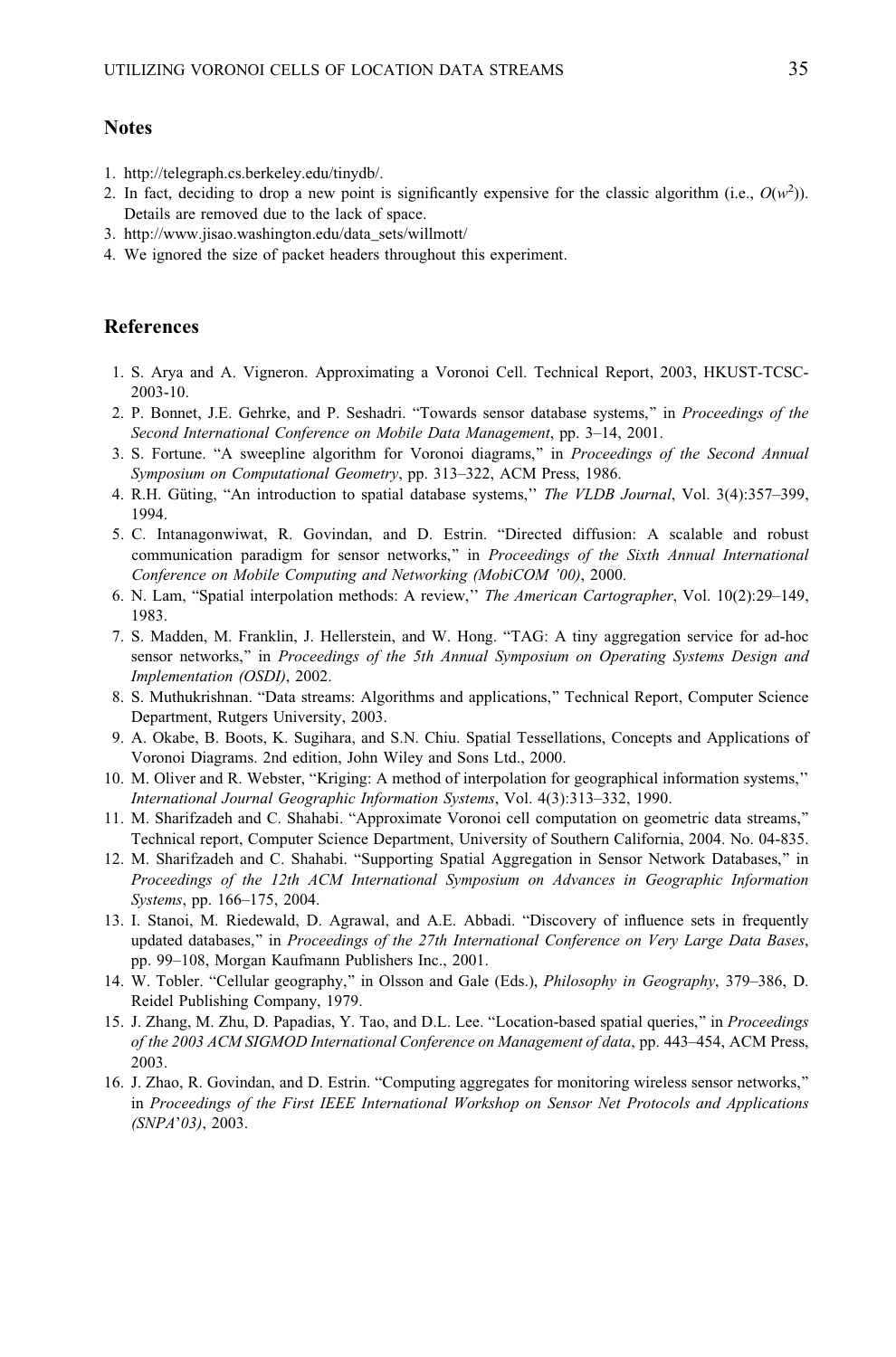## Notes

1. http://telegraph.cs.berkeley.edu/tinydb/.
2. In fact, deciding to drop a new point is significantly expensive for the classic algorithm (i.e., $O(w^2)$). Details are removed due to the lack of space.
3. http://www.jisao.washington.edu/data_sets/willmott/
4. We ignored the size of packet headers throughout this experiment.

## References

1. S. Arya and A. Vigneron. Approximating a Voronoi Cell. Technical Report, 2003, HKUST-TCSC-2003-10.
2. P. Bonnet, J.E. Gehrke, and P. Seshadri. "Towards sensor database systems," in *Proceedings of the Second International Conference on Mobile Data Management*, pp. 3–14, 2001.
3. S. Fortune. "A sweepline algorithm for Voronoi diagrams," in *Proceedings of the Second Annual Symposium on Computational Geometry*, pp. 313–322, ACM Press, 1986.
4. R.H. Güting, "An introduction to spatial database systems,'' *The VLDB Journal*, Vol. 3(4):357–399, 1994.
5. C. Intanagonwiwat, R. Govindan, and D. Estrin. "Directed diffusion: A scalable and robust communication paradigm for sensor networks," in *Proceedings of the Sixth Annual International Conference on Mobile Computing and Networking (MobiCOM '00)*, 2000.
6. N. Lam, "Spatial interpolation methods: A review,'' *The American Cartographer*, Vol. 10(2):29–149, 1983.
7. S. Madden, M. Franklin, J. Hellerstein, and W. Hong. "TAG: A tiny aggregation service for ad-hoc sensor networks," in *Proceedings of the 5th Annual Symposium on Operating Systems Design and Implementation (OSDI)*, 2002.
8. S. Muthukrishnan. "Data streams: Algorithms and applications," Technical Report, Computer Science Department, Rutgers University, 2003.
9. A. Okabe, B. Boots, K. Sugihara, and S.N. Chiu. Spatial Tessellations, Concepts and Applications of Voronoi Diagrams. 2nd edition, John Wiley and Sons Ltd., 2000.
10. M. Oliver and R. Webster, "Kriging: A method of interpolation for geographical information systems,'' *International Journal Geographic Information Systems*, Vol. 4(3):313–332, 1990.
11. M. Sharifzadeh and C. Shahabi. "Approximate Voronoi cell computation on geometric data streams," Technical report, Computer Science Department, University of Southern California, 2004. No. 04-835.
12. M. Sharifzadeh and C. Shahabi. "Supporting Spatial Aggregation in Sensor Network Databases," in *Proceedings of the 12th ACM International Symposium on Advances in Geographic Information Systems*, pp. 166–175, 2004.
13. I. Stanoi, M. Riedewald, D. Agrawal, and A.E. Abbadi. "Discovery of influence sets in frequently updated databases," in *Proceedings of the 27th International Conference on Very Large Data Bases*, pp. 99–108, Morgan Kaufmann Publishers Inc., 2001.
14. W. Tobler. "Cellular geography," in Olsson and Gale (Eds.), *Philosophy in Geography*, 379–386, D. Reidel Publishing Company, 1979.
15. J. Zhang, M. Zhu, D. Papadias, Y. Tao, and D.L. Lee. "Location-based spatial queries," in *Proceedings of the 2003 ACM SIGMOD International Conference on Management of data*, pp. 443–454, ACM Press, 2003.
16. J. Zhao, R. Govindan, and D. Estrin. "Computing aggregates for monitoring wireless sensor networks," in *Proceedings of the First IEEE International Workshop on Sensor Net Protocols and Applications (SNPA'03)*, 2003.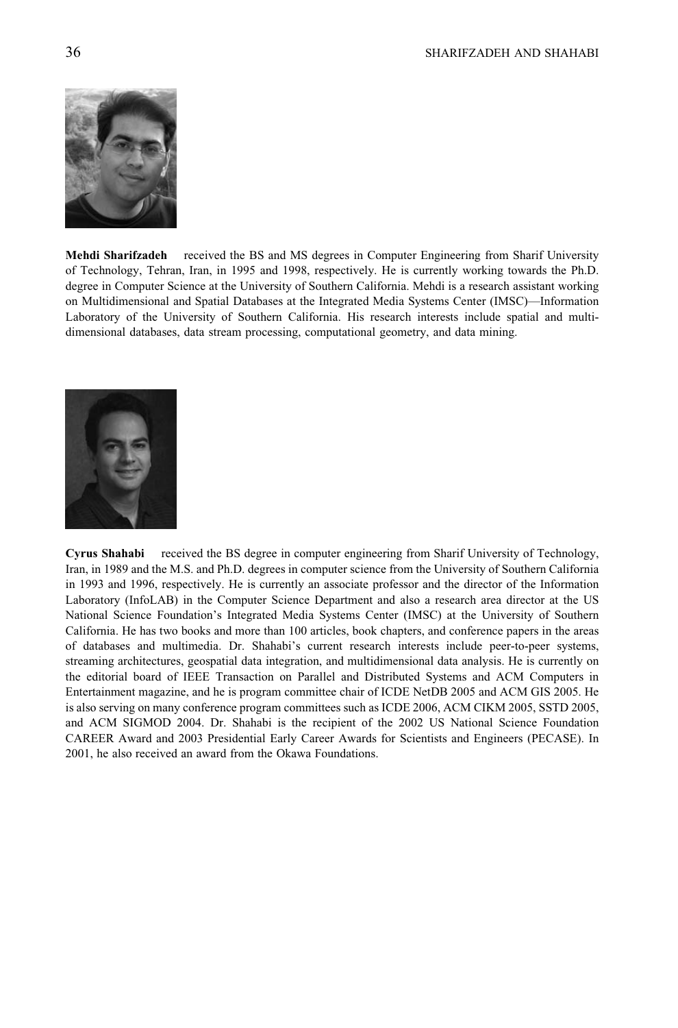**Mehdi Sharifzadeh** received the BS and MS degrees in Computer Engineering from Sharif University of Technology, Tehran, Iran, in 1995 and 1998, respectively. He is currently working towards the Ph.D. degree in Computer Science at the University of Southern California. Mehdi is a research assistant working on Multidimensional and Spatial Databases at the Integrated Media Systems Center (IMSC)—Information Laboratory of the University of Southern California. His research interests include spatial and multi-dimensional databases, data stream processing, computational geometry, and data mining.

**Cyrus Shahabi** received the BS degree in computer engineering from Sharif University of Technology, Iran, in 1989 and the M.S. and Ph.D. degrees in computer science from the University of Southern California in 1993 and 1996, respectively. He is currently an associate professor and the director of the Information Laboratory (InfoLAB) in the Computer Science Department and also a research area director at the US National Science Foundation's Integrated Media Systems Center (IMSC) at the University of Southern California. He has two books and more than 100 articles, book chapters, and conference papers in the areas of databases and multimedia. Dr. Shahabi's current research interests include peer-to-peer systems, streaming architectures, geospatial data integration, and multidimensional data analysis. He is currently on the editorial board of IEEE Transaction on Parallel and Distributed Systems and ACM Computers in Entertainment magazine, and he is program committee chair of ICDE NetDB 2005 and ACM GIS 2005. He is also serving on many conference program committees such as ICDE 2006, ACM CIKM 2005, SSTD 2005, and ACM SIGMOD 2004. Dr. Shahabi is the recipient of the 2002 US National Science Foundation CAREER Award and 2003 Presidential Early Career Awards for Scientists and Engineers (PECASE). In 2001, he also received an award from the Okawa Foundations.